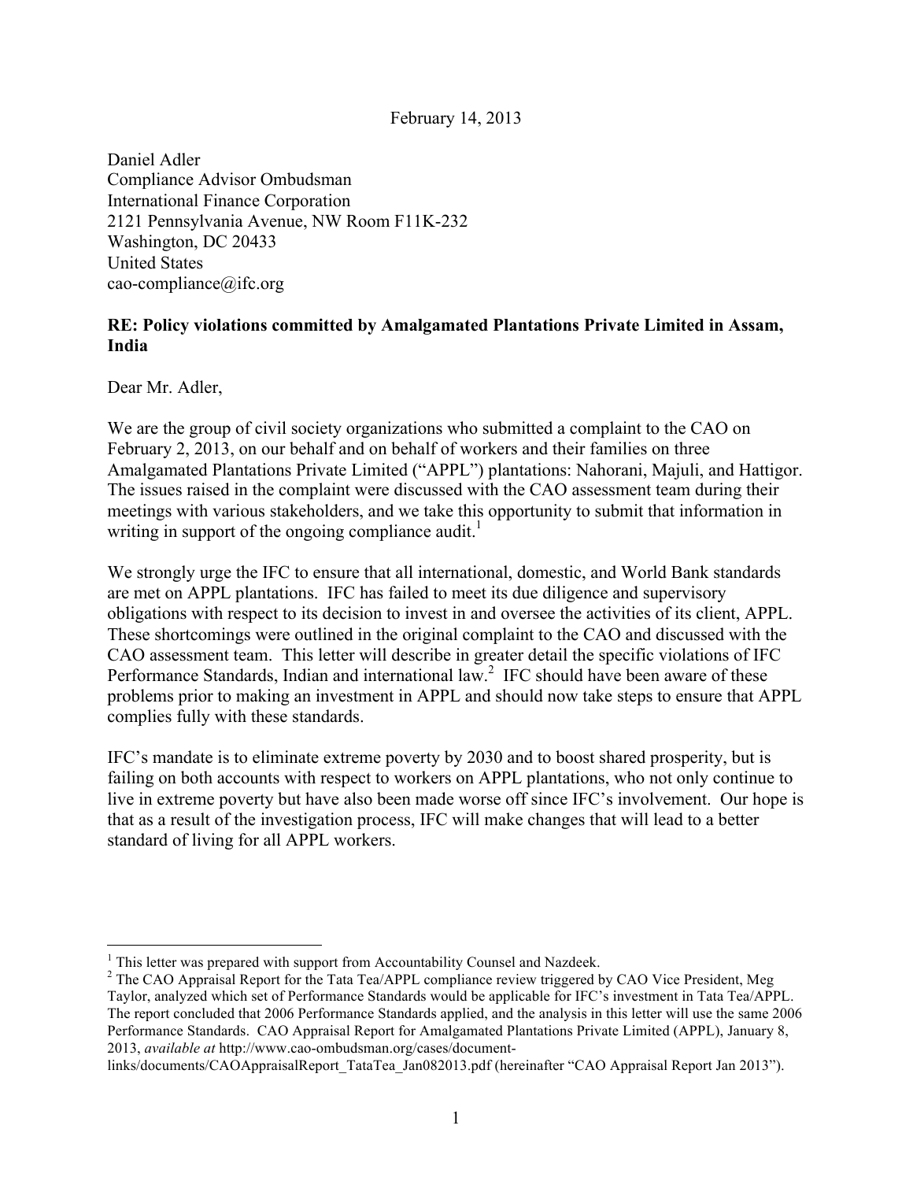February 14, 2013

Daniel Adler
Compliance Advisor Ombudsman
International Finance Corporation
2121 Pennsylvania Avenue, NW Room F11K-232
Washington, DC 20433
United States
cao-compliance@ifc.org

**RE: Policy violations committed by Amalgamated Plantations Private Limited in Assam, India**

Dear Mr. Adler,

We are the group of civil society organizations who submitted a complaint to the CAO on February 2, 2013, on our behalf and on behalf of workers and their families on three Amalgamated Plantations Private Limited ("APPL") plantations: Nahorani, Majuli, and Hattigor. The issues raised in the complaint were discussed with the CAO assessment team during their meetings with various stakeholders, and we take this opportunity to submit that information in writing in support of the ongoing compliance audit.[1]

We strongly urge the IFC to ensure that all international, domestic, and World Bank standards are met on APPL plantations. IFC has failed to meet its due diligence and supervisory obligations with respect to its decision to invest in and oversee the activities of its client, APPL. These shortcomings were outlined in the original complaint to the CAO and discussed with the CAO assessment team. This letter will describe in greater detail the specific violations of IFC Performance Standards, Indian and international law.[2] IFC should have been aware of these problems prior to making an investment in APPL and should now take steps to ensure that APPL complies fully with these standards.

IFC's mandate is to eliminate extreme poverty by 2030 and to boost shared prosperity, but is failing on both accounts with respect to workers on APPL plantations, who not only continue to live in extreme poverty but have also been made worse off since IFC's involvement. Our hope is that as a result of the investigation process, IFC will make changes that will lead to a better standard of living for all APPL workers.

---

[1] This letter was prepared with support from Accountability Counsel and Nazdeek.

[2] The CAO Appraisal Report for the Tata Tea/APPL compliance review triggered by CAO Vice President, Meg Taylor, analyzed which set of Performance Standards would be applicable for IFC's investment in Tata Tea/APPL. The report concluded that 2006 Performance Standards applied, and the analysis in this letter will use the same 2006 Performance Standards. CAO Appraisal Report for Amalgamated Plantations Private Limited (APPL), January 8, 2013, *available at* http://www.cao-ombudsman.org/cases/document-links/documents/CAOAppraisalReport_TataTea_Jan082013.pdf (hereinafter "CAO Appraisal Report Jan 2013").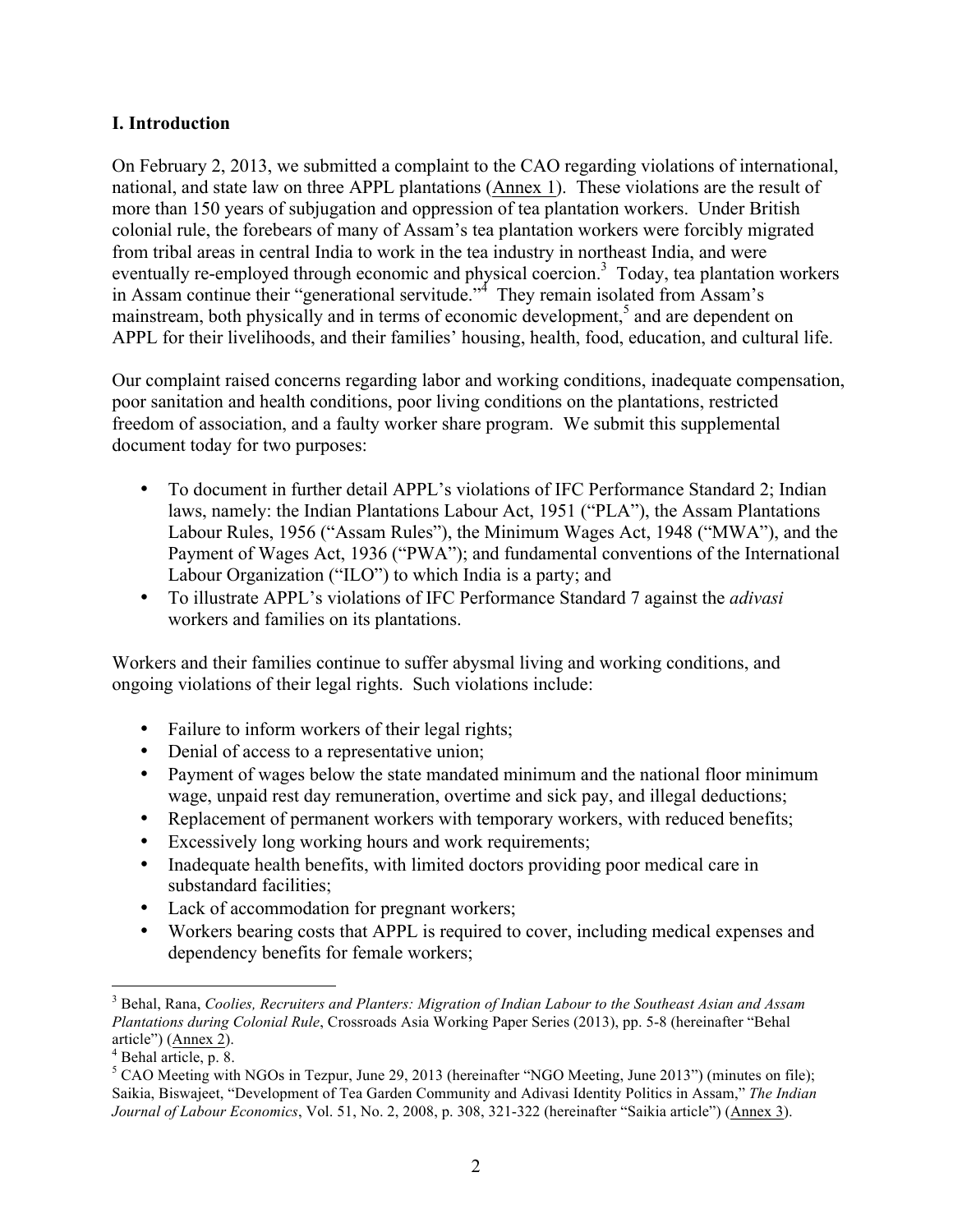## I. Introduction

On February 2, 2013, we submitted a complaint to the CAO regarding violations of international, national, and state law on three APPL plantations (Annex 1). These violations are the result of more than 150 years of subjugation and oppression of tea plantation workers. Under British colonial rule, the forebears of many of Assam's tea plantation workers were forcibly migrated from tribal areas in central India to work in the tea industry in northeast India, and were eventually re-employed through economic and physical coercion.[3] Today, tea plantation workers in Assam continue their "generational servitude."[4] They remain isolated from Assam's mainstream, both physically and in terms of economic development,[5] and are dependent on APPL for their livelihoods, and their families' housing, health, food, education, and cultural life.

Our complaint raised concerns regarding labor and working conditions, inadequate compensation, poor sanitation and health conditions, poor living conditions on the plantations, restricted freedom of association, and a faulty worker share program. We submit this supplemental document today for two purposes:

- To document in further detail APPL's violations of IFC Performance Standard 2; Indian laws, namely: the Indian Plantations Labour Act, 1951 ("PLA"), the Assam Plantations Labour Rules, 1956 ("Assam Rules"), the Minimum Wages Act, 1948 ("MWA"), and the Payment of Wages Act, 1936 ("PWA"); and fundamental conventions of the International Labour Organization ("ILO") to which India is a party; and
- To illustrate APPL's violations of IFC Performance Standard 7 against the *adivasi* workers and families on its plantations.

Workers and their families continue to suffer abysmal living and working conditions, and ongoing violations of their legal rights. Such violations include:

- Failure to inform workers of their legal rights;
- Denial of access to a representative union;
- Payment of wages below the state mandated minimum and the national floor minimum wage, unpaid rest day remuneration, overtime and sick pay, and illegal deductions;
- Replacement of permanent workers with temporary workers, with reduced benefits;
- Excessively long working hours and work requirements;
- Inadequate health benefits, with limited doctors providing poor medical care in substandard facilities;
- Lack of accommodation for pregnant workers;
- Workers bearing costs that APPL is required to cover, including medical expenses and dependency benefits for female workers;

---

[3] Behal, Rana, *Coolies, Recruiters and Planters: Migration of Indian Labour to the Southeast Asian and Assam Plantations during Colonial Rule*, Crossroads Asia Working Paper Series (2013), pp. 5-8 (hereinafter "Behal article") (Annex 2).

[4] Behal article, p. 8.

[5] CAO Meeting with NGOs in Tezpur, June 29, 2013 (hereinafter "NGO Meeting, June 2013") (minutes on file); Saikia, Biswajeet, "Development of Tea Garden Community and Adivasi Identity Politics in Assam," *The Indian Journal of Labour Economics*, Vol. 51, No. 2, 2008, p. 308, 321-322 (hereinafter "Saikia article") (Annex 3).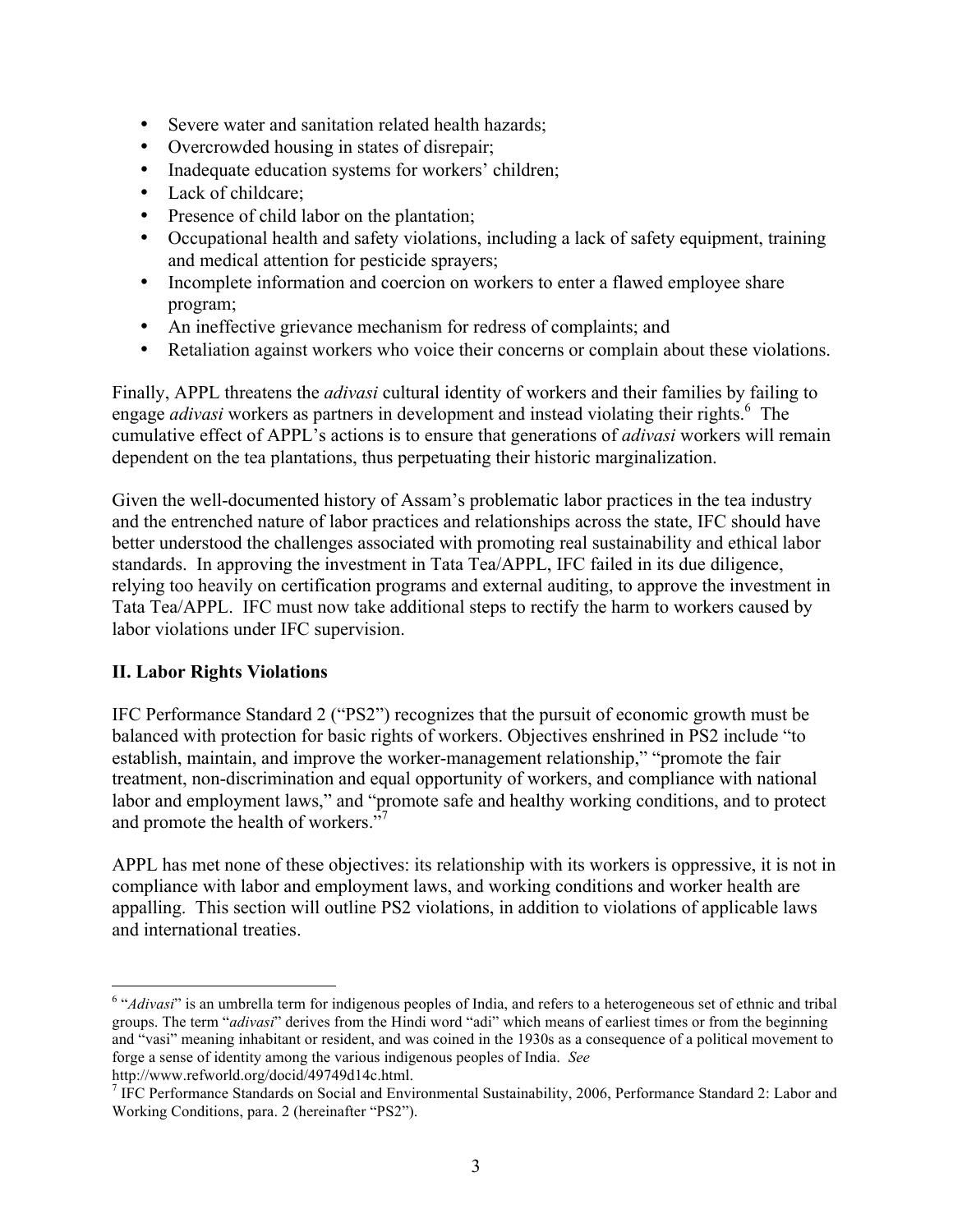- Severe water and sanitation related health hazards;
- Overcrowded housing in states of disrepair;
- Inadequate education systems for workers' children;
- Lack of childcare;
- Presence of child labor on the plantation;
- Occupational health and safety violations, including a lack of safety equipment, training and medical attention for pesticide sprayers;
- Incomplete information and coercion on workers to enter a flawed employee share program;
- An ineffective grievance mechanism for redress of complaints; and
- Retaliation against workers who voice their concerns or complain about these violations.

Finally, APPL threatens the *adivasi* cultural identity of workers and their families by failing to engage *adivasi* workers as partners in development and instead violating their rights.[6] The cumulative effect of APPL's actions is to ensure that generations of *adivasi* workers will remain dependent on the tea plantations, thus perpetuating their historic marginalization.

Given the well-documented history of Assam's problematic labor practices in the tea industry and the entrenched nature of labor practices and relationships across the state, IFC should have better understood the challenges associated with promoting real sustainability and ethical labor standards. In approving the investment in Tata Tea/APPL, IFC failed in its due diligence, relying too heavily on certification programs and external auditing, to approve the investment in Tata Tea/APPL. IFC must now take additional steps to rectify the harm to workers caused by labor violations under IFC supervision.

## II. Labor Rights Violations

IFC Performance Standard 2 ("PS2") recognizes that the pursuit of economic growth must be balanced with protection for basic rights of workers. Objectives enshrined in PS2 include "to establish, maintain, and improve the worker-management relationship," "promote the fair treatment, non-discrimination and equal opportunity of workers, and compliance with national labor and employment laws," and "promote safe and healthy working conditions, and to protect and promote the health of workers."[7]

APPL has met none of these objectives: its relationship with its workers is oppressive, it is not in compliance with labor and employment laws, and working conditions and worker health are appalling. This section will outline PS2 violations, in addition to violations of applicable laws and international treaties.

---

[6] "*Adivasi*" is an umbrella term for indigenous peoples of India, and refers to a heterogeneous set of ethnic and tribal groups. The term "*adivasi*" derives from the Hindi word "adi" which means of earliest times or from the beginning and "vasi" meaning inhabitant or resident, and was coined in the 1930s as a consequence of a political movement to forge a sense of identity among the various indigenous peoples of India. *See* http://www.refworld.org/docid/49749d14c.html.

[7] IFC Performance Standards on Social and Environmental Sustainability, 2006, Performance Standard 2: Labor and Working Conditions, para. 2 (hereinafter "PS2").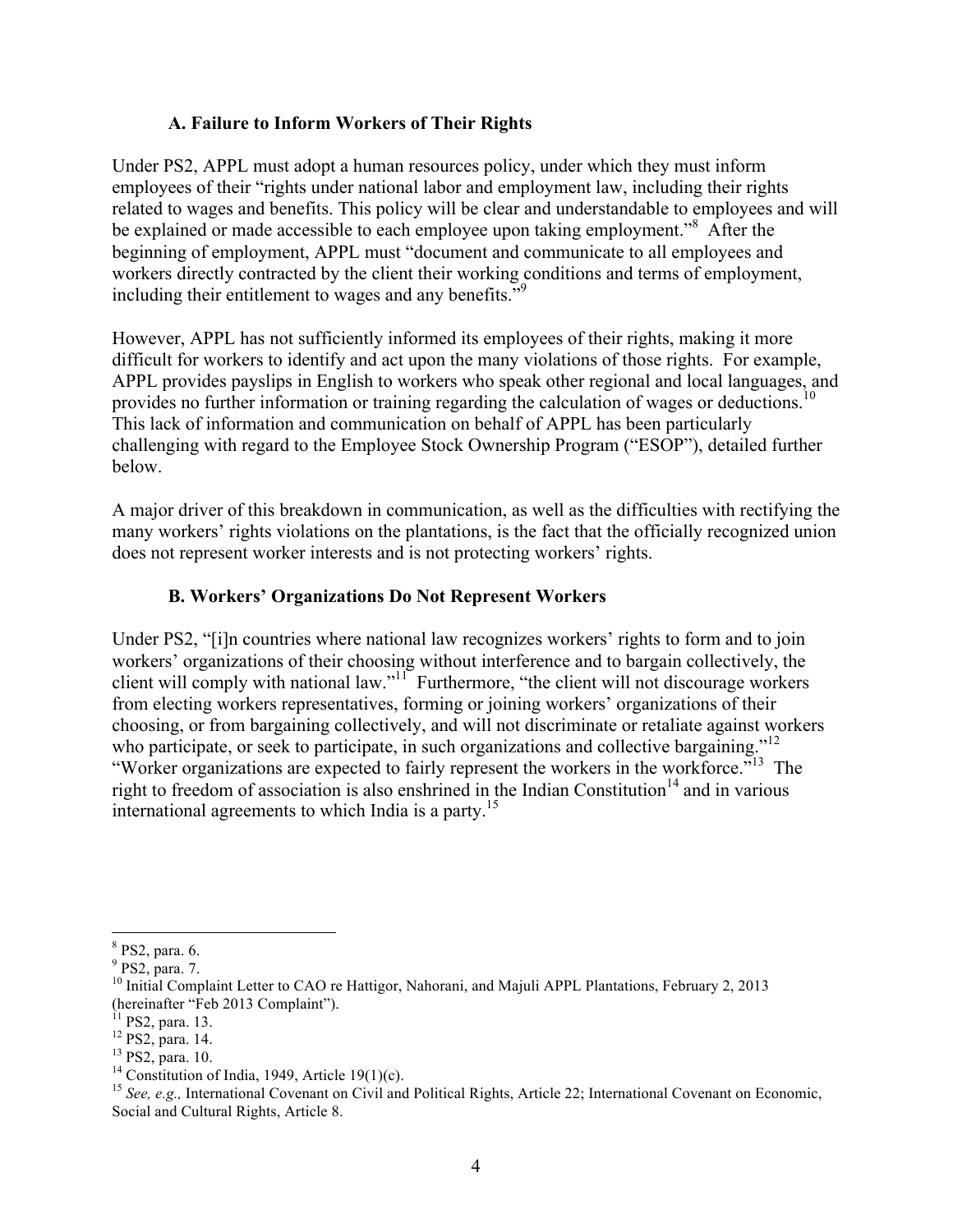### A. Failure to Inform Workers of Their Rights

Under PS2, APPL must adopt a human resources policy, under which they must inform employees of their "rights under national labor and employment law, including their rights related to wages and benefits. This policy will be clear and understandable to employees and will be explained or made accessible to each employee upon taking employment."[8] After the beginning of employment, APPL must "document and communicate to all employees and workers directly contracted by the client their working conditions and terms of employment, including their entitlement to wages and any benefits."[9]

However, APPL has not sufficiently informed its employees of their rights, making it more difficult for workers to identify and act upon the many violations of those rights. For example, APPL provides payslips in English to workers who speak other regional and local languages, and provides no further information or training regarding the calculation of wages or deductions.[10] This lack of information and communication on behalf of APPL has been particularly challenging with regard to the Employee Stock Ownership Program ("ESOP"), detailed further below.

A major driver of this breakdown in communication, as well as the difficulties with rectifying the many workers' rights violations on the plantations, is the fact that the officially recognized union does not represent worker interests and is not protecting workers' rights.

### B. Workers' Organizations Do Not Represent Workers

Under PS2, "[i]n countries where national law recognizes workers' rights to form and to join workers' organizations of their choosing without interference and to bargain collectively, the client will comply with national law."[11] Furthermore, "the client will not discourage workers from electing workers representatives, forming or joining workers' organizations of their choosing, or from bargaining collectively, and will not discriminate or retaliate against workers who participate, or seek to participate, in such organizations and collective bargaining."[12] "Worker organizations are expected to fairly represent the workers in the workforce."[13] The right to freedom of association is also enshrined in the Indian Constitution[14] and in various international agreements to which India is a party.[15]

---

[8] PS2, para. 6.

[9] PS2, para. 7.

[10] Initial Complaint Letter to CAO re Hattigor, Nahorani, and Majuli APPL Plantations, February 2, 2013 (hereinafter "Feb 2013 Complaint").

[11] PS2, para. 13.

[12] PS2, para. 14.

[13] PS2, para. 10.

[14] Constitution of India, 1949, Article 19(1)(c).

[15] *See, e.g.,* International Covenant on Civil and Political Rights, Article 22; International Covenant on Economic, Social and Cultural Rights, Article 8.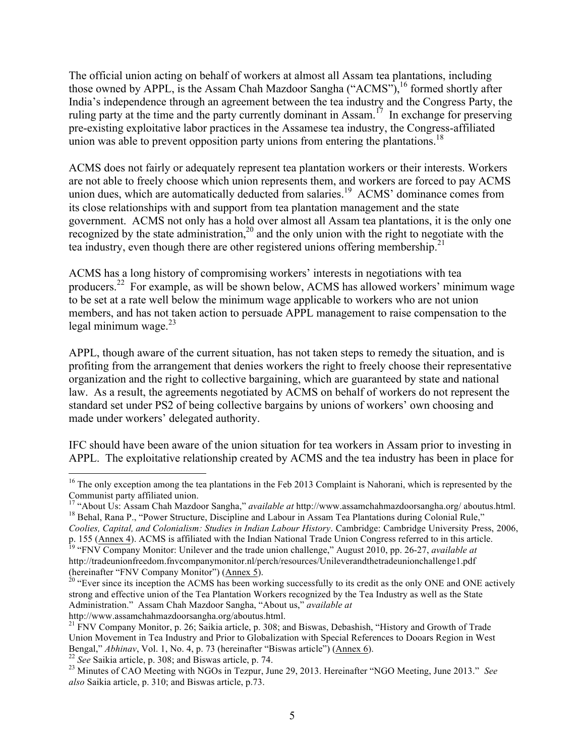The official union acting on behalf of workers at almost all Assam tea plantations, including those owned by APPL, is the Assam Chah Mazdoor Sangha ("ACMS"),[16] formed shortly after India's independence through an agreement between the tea industry and the Congress Party, the ruling party at the time and the party currently dominant in Assam.[17] In exchange for preserving pre-existing exploitative labor practices in the Assamese tea industry, the Congress-affiliated union was able to prevent opposition party unions from entering the plantations.[18]

ACMS does not fairly or adequately represent tea plantation workers or their interests. Workers are not able to freely choose which union represents them, and workers are forced to pay ACMS union dues, which are automatically deducted from salaries.[19] ACMS' dominance comes from its close relationships with and support from tea plantation management and the state government. ACMS not only has a hold over almost all Assam tea plantations, it is the only one recognized by the state administration,[20] and the only union with the right to negotiate with the tea industry, even though there are other registered unions offering membership.[21]

ACMS has a long history of compromising workers' interests in negotiations with tea producers.[22] For example, as will be shown below, ACMS has allowed workers' minimum wage to be set at a rate well below the minimum wage applicable to workers who are not union members, and has not taken action to persuade APPL management to raise compensation to the legal minimum wage.[23]

APPL, though aware of the current situation, has not taken steps to remedy the situation, and is profiting from the arrangement that denies workers the right to freely choose their representative organization and the right to collective bargaining, which are guaranteed by state and national law. As a result, the agreements negotiated by ACMS on behalf of workers do not represent the standard set under PS2 of being collective bargains by unions of workers' own choosing and made under workers' delegated authority.

IFC should have been aware of the union situation for tea workers in Assam prior to investing in APPL. The exploitative relationship created by ACMS and the tea industry has been in place for

---

[16] The only exception among the tea plantations in the Feb 2013 Complaint is Nahorani, which is represented by the Communist party affiliated union.

[17] "About Us: Assam Chah Mazdoor Sangha," *available at* http://www.assamchahmazdoorsangha.org/ aboutus.html.

[18] Behal, Rana P., "Power Structure, Discipline and Labour in Assam Tea Plantations during Colonial Rule," *Coolies, Capital, and Colonialism: Studies in Indian Labour History*. Cambridge: Cambridge University Press, 2006, p. 155 (Annex 4). ACMS is affiliated with the Indian National Trade Union Congress referred to in this article.

[19] "FNV Company Monitor: Unilever and the trade union challenge," August 2010, pp. 26-27, *available at* http://tradeunionfreedom.fnvcompanymonitor.nl/perch/resources/Unileverandthetradeunionchallenge1.pdf (hereinafter "FNV Company Monitor") (Annex 5).

[20] "Ever since its inception the ACMS has been working successfully to its credit as the only ONE and ONE actively strong and effective union of the Tea Plantation Workers recognized by the Tea Industry as well as the State Administration." Assam Chah Mazdoor Sangha, "About us," *available at* http://www.assamchahmazdoorsangha.org/aboutus.html.

[21] FNV Company Monitor, p. 26; Saikia article, p. 308; and Biswas, Debashish, "History and Growth of Trade Union Movement in Tea Industry and Prior to Globalization with Special References to Dooars Region in West Bengal," *Abhinav*, Vol. 1, No. 4, p. 73 (hereinafter "Biswas article") (Annex 6).

[22] *See* Saikia article, p. 308; and Biswas article, p. 74.

[23] Minutes of CAO Meeting with NGOs in Tezpur, June 29, 2013. Hereinafter "NGO Meeting, June 2013." *See also* Saikia article, p. 310; and Biswas article, p.73.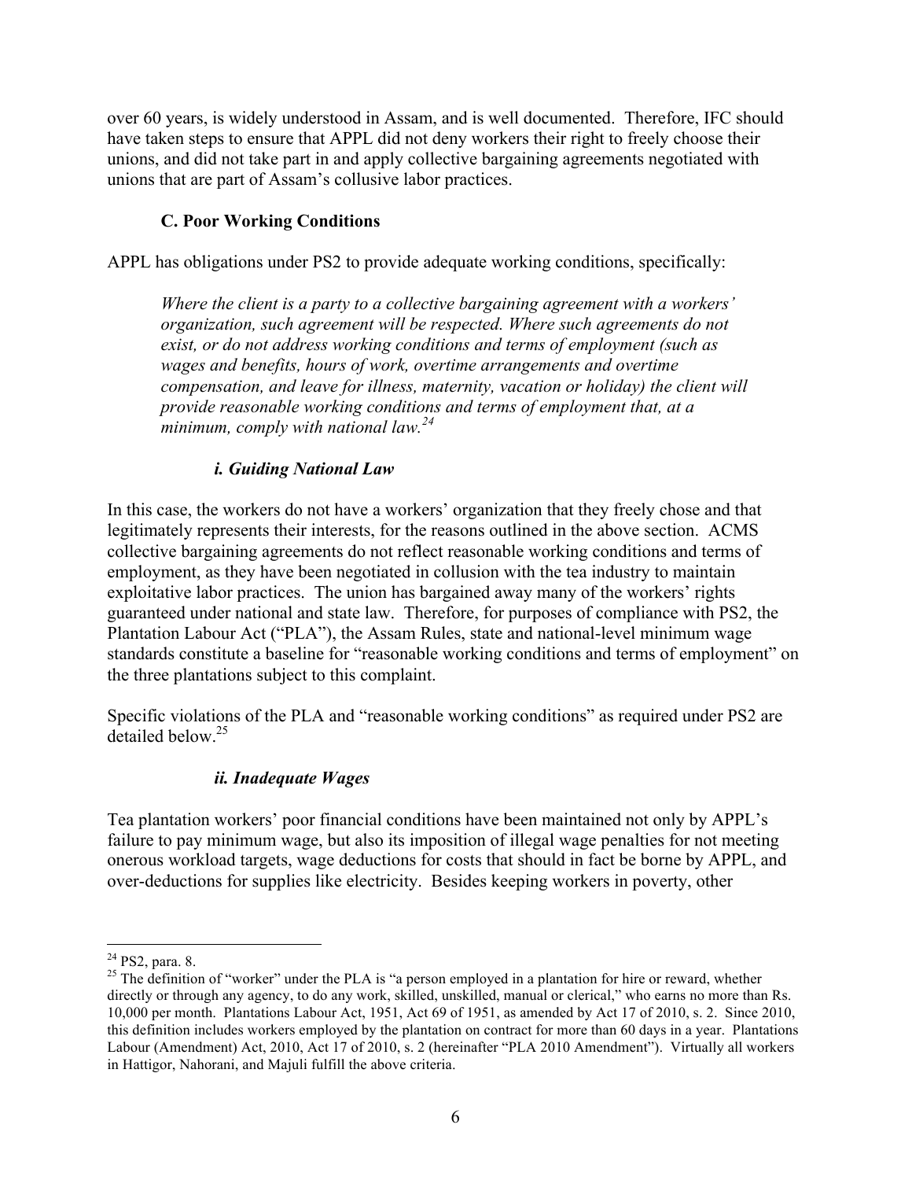over 60 years, is widely understood in Assam, and is well documented. Therefore, IFC should have taken steps to ensure that APPL did not deny workers their right to freely choose their unions, and did not take part in and apply collective bargaining agreements negotiated with unions that are part of Assam's collusive labor practices.

### C. Poor Working Conditions

APPL has obligations under PS2 to provide adequate working conditions, specifically:

> *Where the client is a party to a collective bargaining agreement with a workers' organization, such agreement will be respected. Where such agreements do not exist, or do not address working conditions and terms of employment (such as wages and benefits, hours of work, overtime arrangements and overtime compensation, and leave for illness, maternity, vacation or holiday) the client will provide reasonable working conditions and terms of employment that, at a minimum, comply with national law.*[24]

#### *i. Guiding National Law*

In this case, the workers do not have a workers' organization that they freely chose and that legitimately represents their interests, for the reasons outlined in the above section. ACMS collective bargaining agreements do not reflect reasonable working conditions and terms of employment, as they have been negotiated in collusion with the tea industry to maintain exploitative labor practices. The union has bargained away many of the workers' rights guaranteed under national and state law. Therefore, for purposes of compliance with PS2, the Plantation Labour Act ("PLA"), the Assam Rules, state and national-level minimum wage standards constitute a baseline for "reasonable working conditions and terms of employment" on the three plantations subject to this complaint.

Specific violations of the PLA and "reasonable working conditions" as required under PS2 are detailed below.[25]

#### *ii. Inadequate Wages*

Tea plantation workers' poor financial conditions have been maintained not only by APPL's failure to pay minimum wage, but also its imposition of illegal wage penalties for not meeting onerous workload targets, wage deductions for costs that should in fact be borne by APPL, and over-deductions for supplies like electricity. Besides keeping workers in poverty, other

---

[24] PS2, para. 8.

[25] The definition of "worker" under the PLA is "a person employed in a plantation for hire or reward, whether directly or through any agency, to do any work, skilled, unskilled, manual or clerical," who earns no more than Rs. 10,000 per month. Plantations Labour Act, 1951, Act 69 of 1951, as amended by Act 17 of 2010, s. 2. Since 2010, this definition includes workers employed by the plantation on contract for more than 60 days in a year. Plantations Labour (Amendment) Act, 2010, Act 17 of 2010, s. 2 (hereinafter "PLA 2010 Amendment"). Virtually all workers in Hattigor, Nahorani, and Majuli fulfill the above criteria.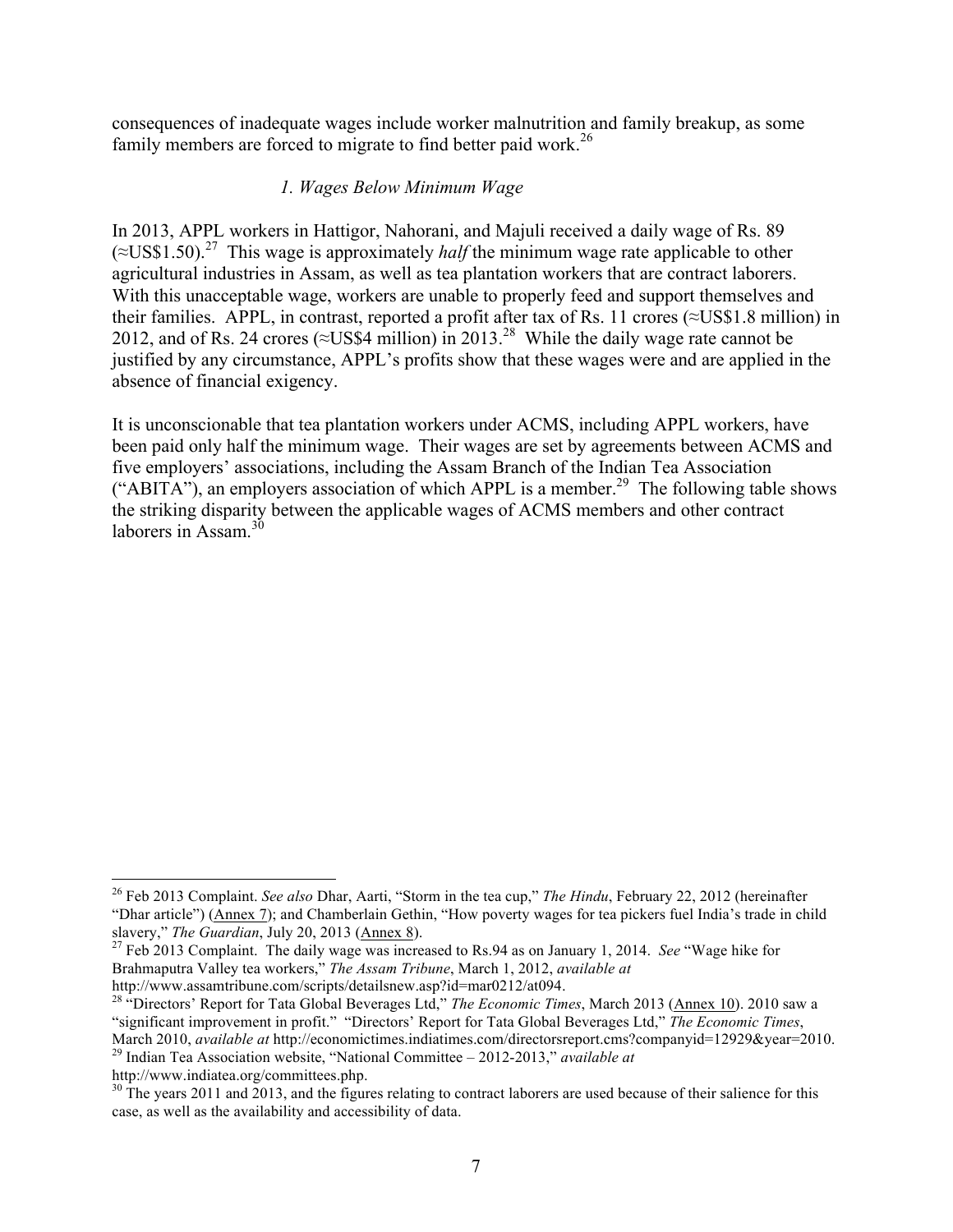consequences of inadequate wages include worker malnutrition and family breakup, as some family members are forced to migrate to find better paid work.[26]

### *1. Wages Below Minimum Wage*

In 2013, APPL workers in Hattigor, Nahorani, and Majuli received a daily wage of Rs. 89 (≈US$1.50).[27] This wage is approximately *half* the minimum wage rate applicable to other agricultural industries in Assam, as well as tea plantation workers that are contract laborers. With this unacceptable wage, workers are unable to properly feed and support themselves and their families. APPL, in contrast, reported a profit after tax of Rs. 11 crores (≈US$1.8 million) in 2012, and of Rs. 24 crores (≈US$4 million) in 2013.[28] While the daily wage rate cannot be justified by any circumstance, APPL's profits show that these wages were and are applied in the absence of financial exigency.

It is unconscionable that tea plantation workers under ACMS, including APPL workers, have been paid only half the minimum wage. Their wages are set by agreements between ACMS and five employers' associations, including the Assam Branch of the Indian Tea Association ("ABITA"), an employers association of which APPL is a member.[29] The following table shows the striking disparity between the applicable wages of ACMS members and other contract laborers in Assam.[30]

---

[26] Feb 2013 Complaint. *See also* Dhar, Aarti, "Storm in the tea cup," *The Hindu*, February 22, 2012 (hereinafter "Dhar article") (Annex 7); and Chamberlain Gethin, "How poverty wages for tea pickers fuel India's trade in child slavery," *The Guardian*, July 20, 2013 (Annex 8).

[27] Feb 2013 Complaint. The daily wage was increased to Rs.94 as on January 1, 2014. *See* "Wage hike for Brahmaputra Valley tea workers," *The Assam Tribune*, March 1, 2012, *available at* http://www.assamtribune.com/scripts/detailsnew.asp?id=mar0212/at094.

[28] "Directors' Report for Tata Global Beverages Ltd," *The Economic Times*, March 2013 (Annex 10). 2010 saw a "significant improvement in profit." "Directors' Report for Tata Global Beverages Ltd," *The Economic Times*, March 2010, *available at* http://economictimes.indiatimes.com/directorsreport.cms?companyid=12929&year=2010.

[29] Indian Tea Association website, "National Committee – 2012-2013," *available at* http://www.indiatea.org/committees.php.

[30] The years 2011 and 2013, and the figures relating to contract laborers are used because of their salience for this case, as well as the availability and accessibility of data.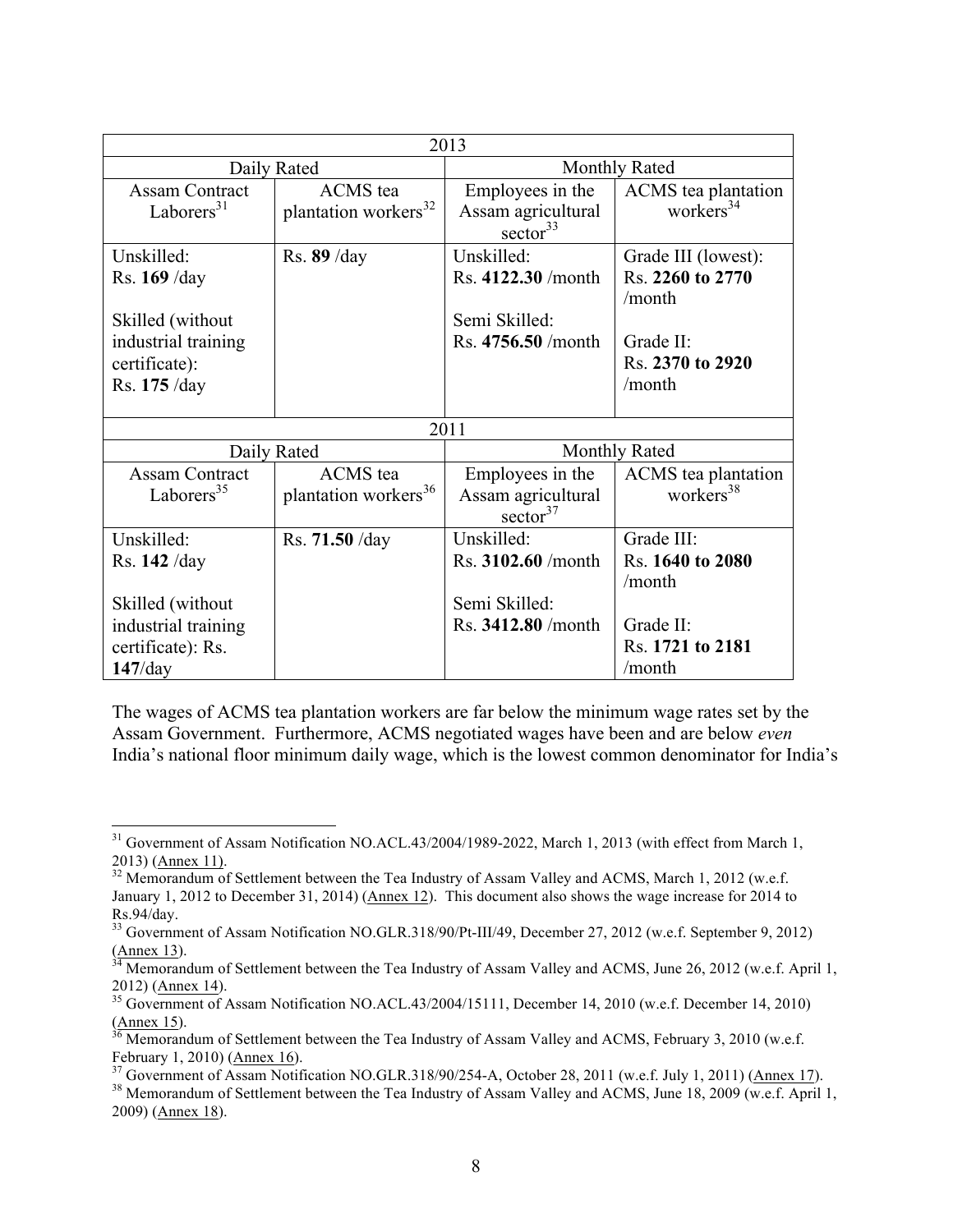| 2013 | | | |
|---|---|---|---|
| Daily Rated | | Monthly Rated | |
| Assam Contract Laborers[31] | ACMS tea plantation workers[32] | Employees in the Assam agricultural sector[33] | ACMS tea plantation workers[34] |
| Unskilled: Rs. **169** /day<br><br>Skilled (without industrial training certificate): Rs. **175** /day | Rs. **89** /day | Unskilled: Rs. **4122.30** /month<br><br>Semi Skilled: Rs. **4756.50** /month | Grade III (lowest): Rs. **2260 to 2770** /month<br><br>Grade II: Rs. **2370 to 2920** /month |
| **2011** | | | |
| Daily Rated | | Monthly Rated | |
| Assam Contract Laborers[35] | ACMS tea plantation workers[36] | Employees in the Assam agricultural sector[37] | ACMS tea plantation workers[38] |
| Unskilled: Rs. **142** /day<br><br>Skilled (without industrial training certificate): Rs. **147**/day | Rs. **71.50** /day | Unskilled: Rs. **3102.60** /month<br><br>Semi Skilled: Rs. **3412.80** /month | Grade III: Rs. **1640 to 2080** /month<br><br>Grade II: Rs. **1721 to 2181** /month |

The wages of ACMS tea plantation workers are far below the minimum wage rates set by the Assam Government. Furthermore, ACMS negotiated wages have been and are below *even* India's national floor minimum daily wage, which is the lowest common denominator for India's

---

[31] Government of Assam Notification NO.ACL.43/2004/1989-2022, March 1, 2013 (with effect from March 1, 2013) (Annex 11).

[32] Memorandum of Settlement between the Tea Industry of Assam Valley and ACMS, March 1, 2012 (w.e.f. January 1, 2012 to December 31, 2014) (Annex 12). This document also shows the wage increase for 2014 to Rs.94/day.

[33] Government of Assam Notification NO.GLR.318/90/Pt-III/49, December 27, 2012 (w.e.f. September 9, 2012) (Annex 13).

[34] Memorandum of Settlement between the Tea Industry of Assam Valley and ACMS, June 26, 2012 (w.e.f. April 1, 2012) (Annex 14).

[35] Government of Assam Notification NO.ACL.43/2004/15111, December 14, 2010 (w.e.f. December 14, 2010) (Annex 15).

[36] Memorandum of Settlement between the Tea Industry of Assam Valley and ACMS, February 3, 2010 (w.e.f. February 1, 2010) (Annex 16).

[37] Government of Assam Notification NO.GLR.318/90/254-A, October 28, 2011 (w.e.f. July 1, 2011) (Annex 17).

[38] Memorandum of Settlement between the Tea Industry of Assam Valley and ACMS, June 18, 2009 (w.e.f. April 1, 2009) (Annex 18).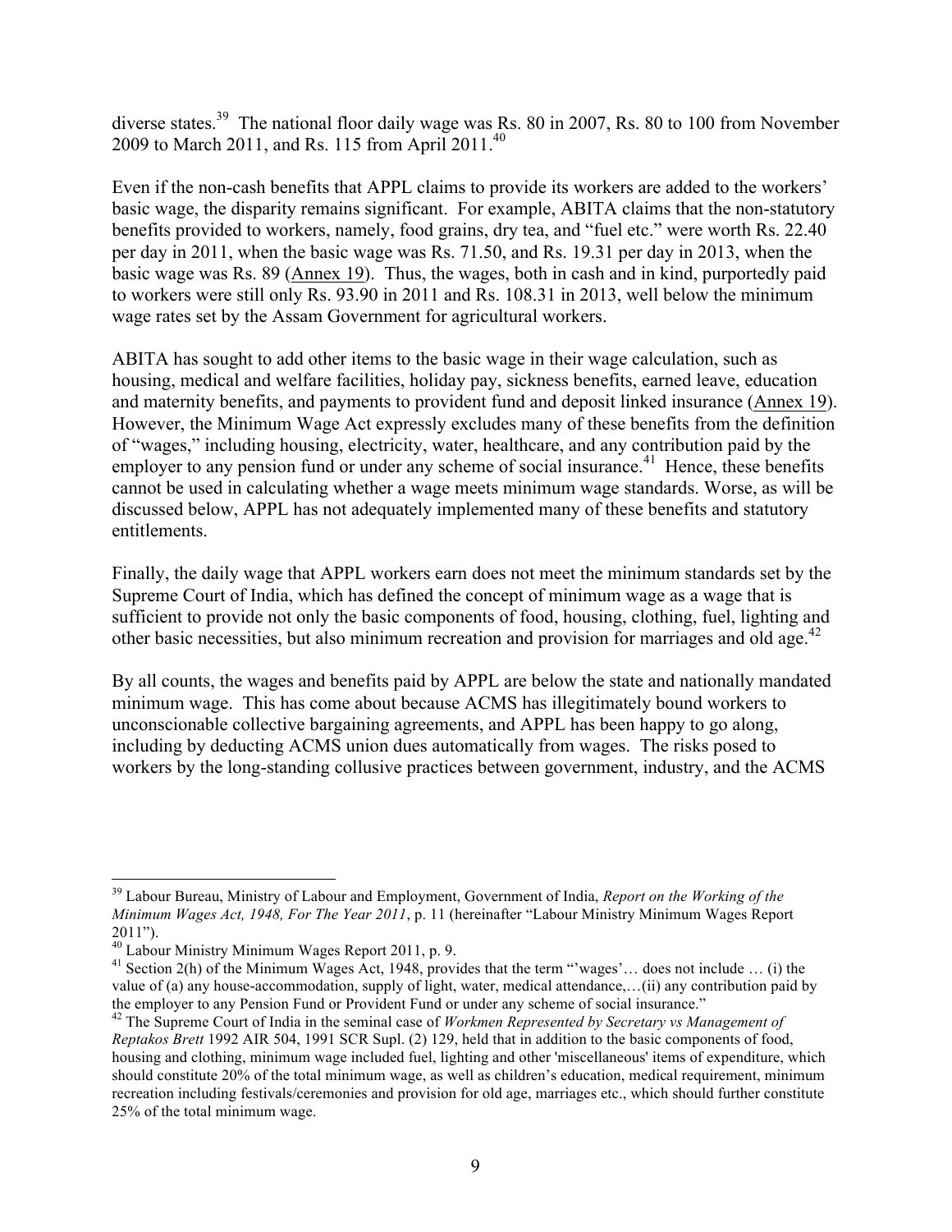diverse states.[39] The national floor daily wage was Rs. 80 in 2007, Rs. 80 to 100 from November 2009 to March 2011, and Rs. 115 from April 2011.[40]

Even if the non-cash benefits that APPL claims to provide its workers are added to the workers' basic wage, the disparity remains significant. For example, ABITA claims that the non-statutory benefits provided to workers, namely, food grains, dry tea, and "fuel etc." were worth Rs. 22.40 per day in 2011, when the basic wage was Rs. 71.50, and Rs. 19.31 per day in 2013, when the basic wage was Rs. 89 (Annex 19). Thus, the wages, both in cash and in kind, purportedly paid to workers were still only Rs. 93.90 in 2011 and Rs. 108.31 in 2013, well below the minimum wage rates set by the Assam Government for agricultural workers.

ABITA has sought to add other items to the basic wage in their wage calculation, such as housing, medical and welfare facilities, holiday pay, sickness benefits, earned leave, education and maternity benefits, and payments to provident fund and deposit linked insurance (Annex 19). However, the Minimum Wage Act expressly excludes many of these benefits from the definition of "wages," including housing, electricity, water, healthcare, and any contribution paid by the employer to any pension fund or under any scheme of social insurance.[41] Hence, these benefits cannot be used in calculating whether a wage meets minimum wage standards. Worse, as will be discussed below, APPL has not adequately implemented many of these benefits and statutory entitlements.

Finally, the daily wage that APPL workers earn does not meet the minimum standards set by the Supreme Court of India, which has defined the concept of minimum wage as a wage that is sufficient to provide not only the basic components of food, housing, clothing, fuel, lighting and other basic necessities, but also minimum recreation and provision for marriages and old age.[42]

By all counts, the wages and benefits paid by APPL are below the state and nationally mandated minimum wage. This has come about because ACMS has illegitimately bound workers to unconscionable collective bargaining agreements, and APPL has been happy to go along, including by deducting ACMS union dues automatically from wages. The risks posed to workers by the long-standing collusive practices between government, industry, and the ACMS

---

[39] Labour Bureau, Ministry of Labour and Employment, Government of India, *Report on the Working of the Minimum Wages Act, 1948, For The Year 2011*, p. 11 (hereinafter "Labour Ministry Minimum Wages Report 2011").

[40] Labour Ministry Minimum Wages Report 2011, p. 9.

[41] Section 2(h) of the Minimum Wages Act, 1948, provides that the term "'wages'… does not include … (i) the value of (a) any house-accommodation, supply of light, water, medical attendance,…(ii) any contribution paid by the employer to any Pension Fund or Provident Fund or under any scheme of social insurance."

[42] The Supreme Court of India in the seminal case of *Workmen Represented by Secretary vs Management of Reptakos Brett* 1992 AIR 504, 1991 SCR Supl. (2) 129, held that in addition to the basic components of food, housing and clothing, minimum wage included fuel, lighting and other 'miscellaneous' items of expenditure, which should constitute 20% of the total minimum wage, as well as children's education, medical requirement, minimum recreation including festivals/ceremonies and provision for old age, marriages etc., which should further constitute 25% of the total minimum wage.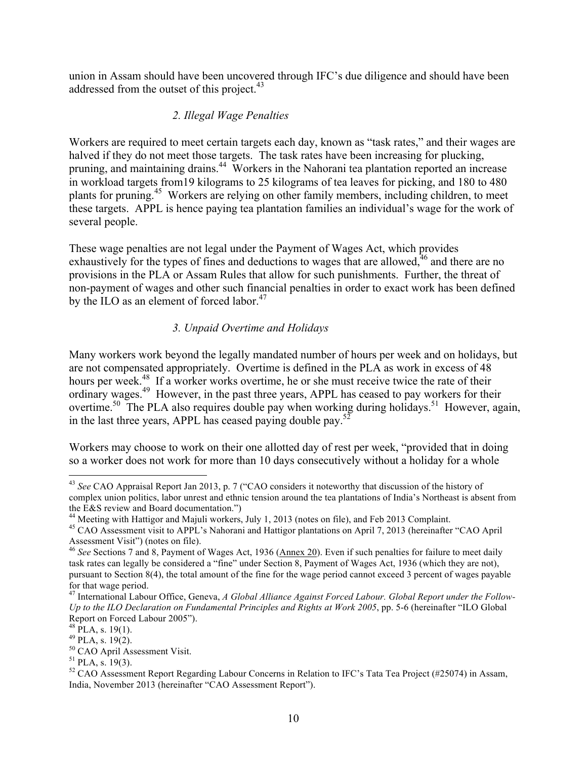union in Assam should have been uncovered through IFC's due diligence and should have been addressed from the outset of this project.[43]

### *2. Illegal Wage Penalties*

Workers are required to meet certain targets each day, known as "task rates," and their wages are halved if they do not meet those targets. The task rates have been increasing for plucking, pruning, and maintaining drains.[44] Workers in the Nahorani tea plantation reported an increase in workload targets from19 kilograms to 25 kilograms of tea leaves for picking, and 180 to 480 plants for pruning.[45] Workers are relying on other family members, including children, to meet these targets. APPL is hence paying tea plantation families an individual's wage for the work of several people.

These wage penalties are not legal under the Payment of Wages Act, which provides exhaustively for the types of fines and deductions to wages that are allowed,[46] and there are no provisions in the PLA or Assam Rules that allow for such punishments. Further, the threat of non-payment of wages and other such financial penalties in order to exact work has been defined by the ILO as an element of forced labor.[47]

### *3. Unpaid Overtime and Holidays*

Many workers work beyond the legally mandated number of hours per week and on holidays, but are not compensated appropriately. Overtime is defined in the PLA as work in excess of 48 hours per week.[48] If a worker works overtime, he or she must receive twice the rate of their ordinary wages.[49] However, in the past three years, APPL has ceased to pay workers for their overtime.[50] The PLA also requires double pay when working during holidays.[51] However, again, in the last three years, APPL has ceased paying double pay.[52]

Workers may choose to work on their one allotted day of rest per week, "provided that in doing so a worker does not work for more than 10 days consecutively without a holiday for a whole

---

[43] *See* CAO Appraisal Report Jan 2013, p. 7 ("CAO considers it noteworthy that discussion of the history of complex union politics, labor unrest and ethnic tension around the tea plantations of India's Northeast is absent from the E&S review and Board documentation.")

[44] Meeting with Hattigor and Majuli workers, July 1, 2013 (notes on file), and Feb 2013 Complaint.

[45] CAO Assessment visit to APPL's Nahorani and Hattigor plantations on April 7, 2013 (hereinafter "CAO April Assessment Visit") (notes on file).

[46] *See* Sections 7 and 8, Payment of Wages Act, 1936 (Annex 20). Even if such penalties for failure to meet daily task rates can legally be considered a "fine" under Section 8, Payment of Wages Act, 1936 (which they are not), pursuant to Section 8(4), the total amount of the fine for the wage period cannot exceed 3 percent of wages payable for that wage period.

[47] International Labour Office, Geneva, *A Global Alliance Against Forced Labour. Global Report under the Follow-Up to the ILO Declaration on Fundamental Principles and Rights at Work 2005*, pp. 5-6 (hereinafter "ILO Global Report on Forced Labour 2005").

[48] PLA, s. 19(1).

[49] PLA, s. 19(2).

[50] CAO April Assessment Visit.

[51] PLA, s. 19(3).

[52] CAO Assessment Report Regarding Labour Concerns in Relation to IFC's Tata Tea Project (#25074) in Assam, India, November 2013 (hereinafter "CAO Assessment Report").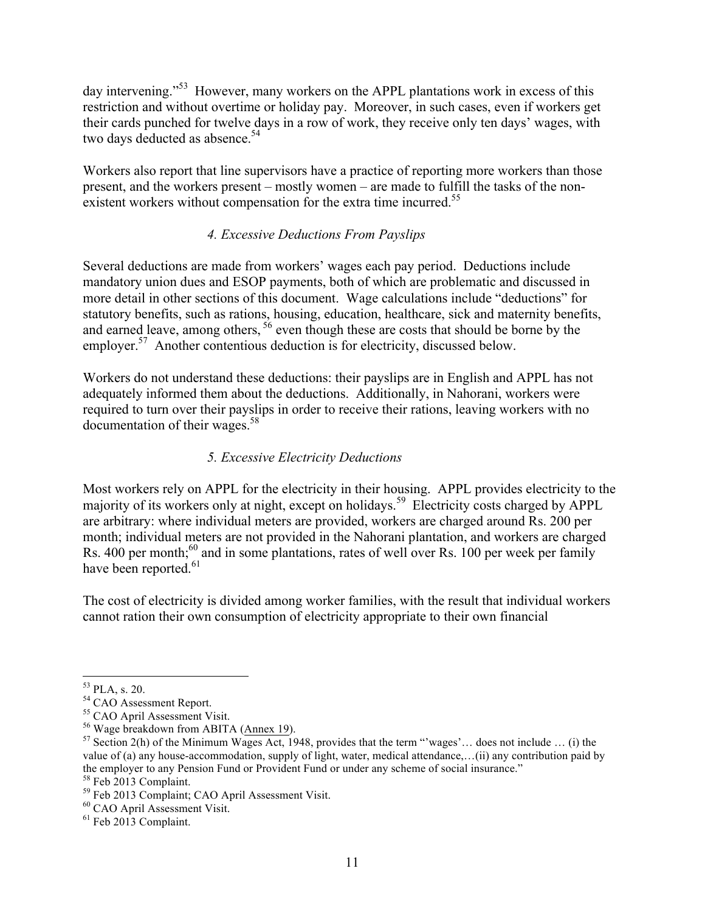day intervening."[53] However, many workers on the APPL plantations work in excess of this restriction and without overtime or holiday pay. Moreover, in such cases, even if workers get their cards punched for twelve days in a row of work, they receive only ten days' wages, with two days deducted as absence.[54]

Workers also report that line supervisors have a practice of reporting more workers than those present, and the workers present – mostly women – are made to fulfill the tasks of the non-existent workers without compensation for the extra time incurred.[55]

### *4. Excessive Deductions From Payslips*

Several deductions are made from workers' wages each pay period. Deductions include mandatory union dues and ESOP payments, both of which are problematic and discussed in more detail in other sections of this document. Wage calculations include "deductions" for statutory benefits, such as rations, housing, education, healthcare, sick and maternity benefits, and earned leave, among others,[56] even though these are costs that should be borne by the employer.[57] Another contentious deduction is for electricity, discussed below.

Workers do not understand these deductions: their payslips are in English and APPL has not adequately informed them about the deductions. Additionally, in Nahorani, workers were required to turn over their payslips in order to receive their rations, leaving workers with no documentation of their wages.[58]

### *5. Excessive Electricity Deductions*

Most workers rely on APPL for the electricity in their housing. APPL provides electricity to the majority of its workers only at night, except on holidays.[59] Electricity costs charged by APPL are arbitrary: where individual meters are provided, workers are charged around Rs. 200 per month; individual meters are not provided in the Nahorani plantation, and workers are charged Rs. 400 per month;[60] and in some plantations, rates of well over Rs. 100 per week per family have been reported.[61]

The cost of electricity is divided among worker families, with the result that individual workers cannot ration their own consumption of electricity appropriate to their own financial

---

[53] PLA, s. 20.

[54] CAO Assessment Report.

[55] CAO April Assessment Visit.

[56] Wage breakdown from ABITA (Annex 19).

[57] Section 2(h) of the Minimum Wages Act, 1948, provides that the term "'wages'… does not include … (i) the value of (a) any house-accommodation, supply of light, water, medical attendance,…(ii) any contribution paid by the employer to any Pension Fund or Provident Fund or under any scheme of social insurance."

[58] Feb 2013 Complaint.

[59] Feb 2013 Complaint; CAO April Assessment Visit.

[60] CAO April Assessment Visit.

[61] Feb 2013 Complaint.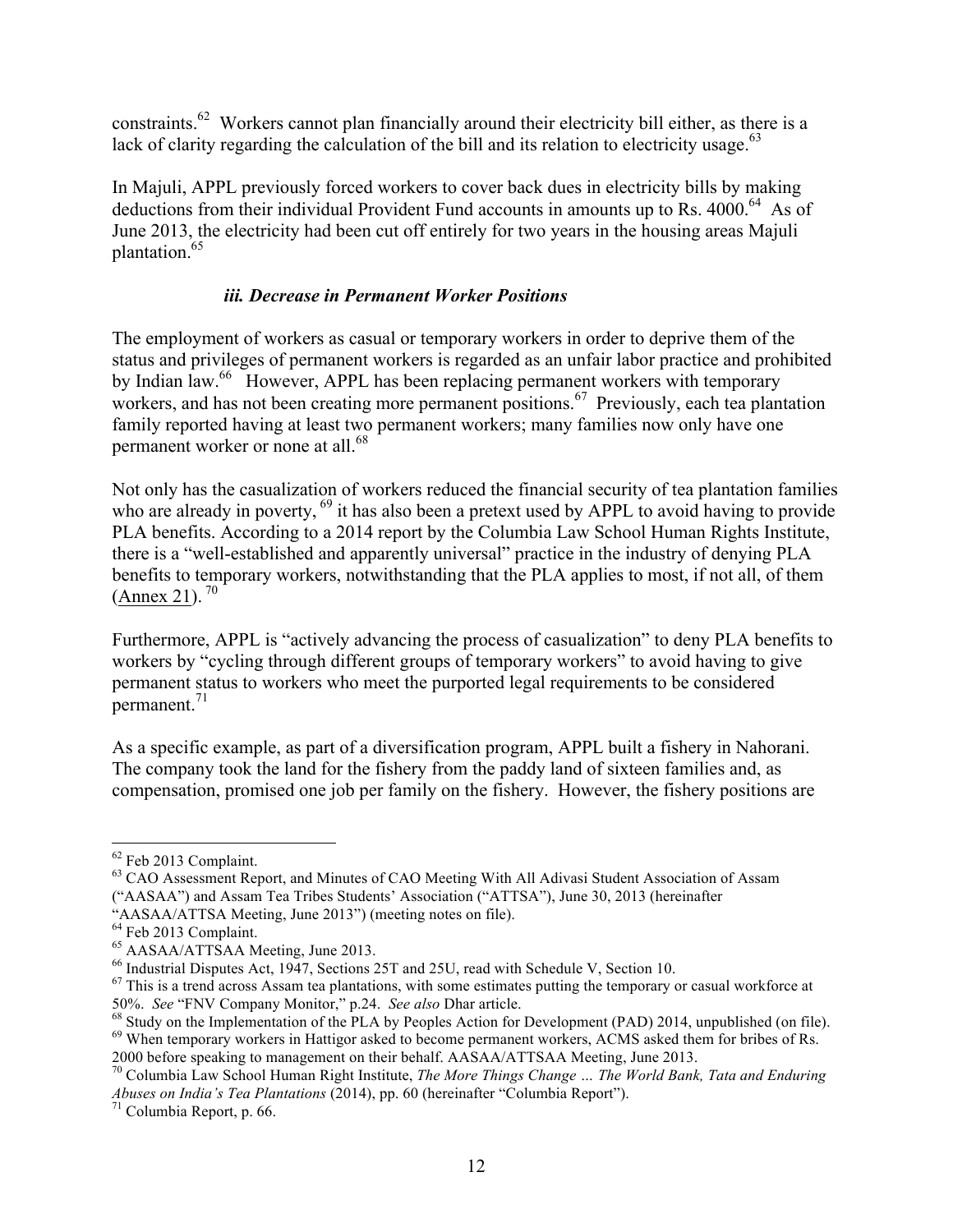constraints.[62] Workers cannot plan financially around their electricity bill either, as there is a lack of clarity regarding the calculation of the bill and its relation to electricity usage.[63]

In Majuli, APPL previously forced workers to cover back dues in electricity bills by making deductions from their individual Provident Fund accounts in amounts up to Rs. 4000.[64] As of June 2013, the electricity had been cut off entirely for two years in the housing areas Majuli plantation.[65]

### *iii. Decrease in Permanent Worker Positions*

The employment of workers as casual or temporary workers in order to deprive them of the status and privileges of permanent workers is regarded as an unfair labor practice and prohibited by Indian law.[66] However, APPL has been replacing permanent workers with temporary workers, and has not been creating more permanent positions.[67] Previously, each tea plantation family reported having at least two permanent workers; many families now only have one permanent worker or none at all.[68]

Not only has the casualization of workers reduced the financial security of tea plantation families who are already in poverty, [69] it has also been a pretext used by APPL to avoid having to provide PLA benefits. According to a 2014 report by the Columbia Law School Human Rights Institute, there is a "well-established and apparently universal" practice in the industry of denying PLA benefits to temporary workers, notwithstanding that the PLA applies to most, if not all, of them (Annex 21). [70]

Furthermore, APPL is "actively advancing the process of casualization" to deny PLA benefits to workers by "cycling through different groups of temporary workers" to avoid having to give permanent status to workers who meet the purported legal requirements to be considered permanent.[71]

As a specific example, as part of a diversification program, APPL built a fishery in Nahorani. The company took the land for the fishery from the paddy land of sixteen families and, as compensation, promised one job per family on the fishery. However, the fishery positions are

---

[62] Feb 2013 Complaint.

[63] CAO Assessment Report, and Minutes of CAO Meeting With All Adivasi Student Association of Assam ("AASAA") and Assam Tea Tribes Students' Association ("ATTSA"), June 30, 2013 (hereinafter "AASAA/ATTSA Meeting, June 2013") (meeting notes on file).

[64] Feb 2013 Complaint.

[65] AASAA/ATTSAA Meeting, June 2013.

[66] Industrial Disputes Act, 1947, Sections 25T and 25U, read with Schedule V, Section 10.

[67] This is a trend across Assam tea plantations, with some estimates putting the temporary or casual workforce at 50%. *See* "FNV Company Monitor," p.24. *See also* Dhar article.

[68] Study on the Implementation of the PLA by Peoples Action for Development (PAD) 2014, unpublished (on file).

[69] When temporary workers in Hattigor asked to become permanent workers, ACMS asked them for bribes of Rs. 2000 before speaking to management on their behalf. AASAA/ATTSAA Meeting, June 2013.

[70] Columbia Law School Human Right Institute, *The More Things Change … The World Bank, Tata and Enduring Abuses on India's Tea Plantations* (2014), pp. 60 (hereinafter "Columbia Report").

[71] Columbia Report, p. 66.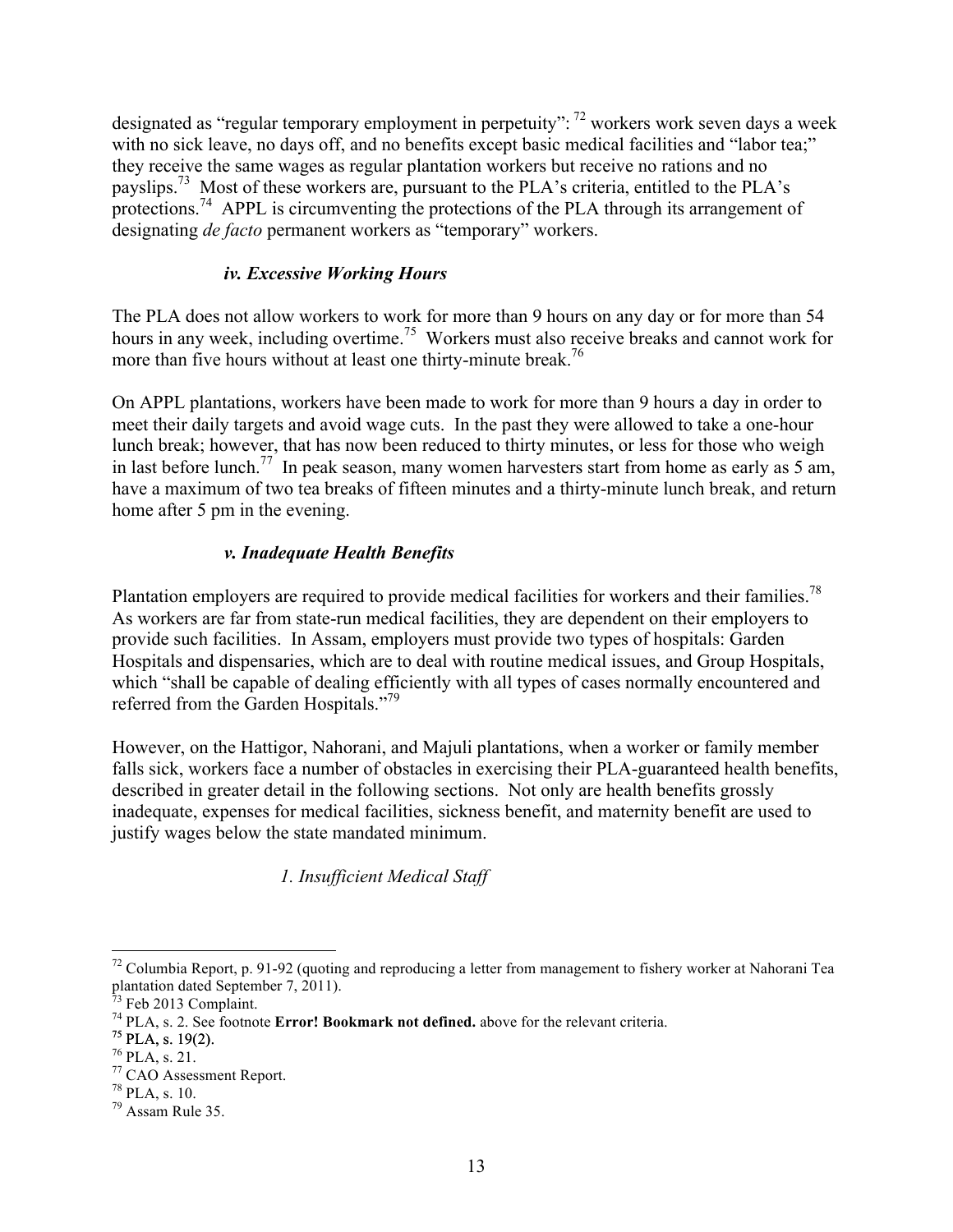designated as "regular temporary employment in perpetuity": [72] workers work seven days a week with no sick leave, no days off, and no benefits except basic medical facilities and "labor tea;" they receive the same wages as regular plantation workers but receive no rations and no payslips.[73] Most of these workers are, pursuant to the PLA's criteria, entitled to the PLA's protections.[74] APPL is circumventing the protections of the PLA through its arrangement of designating *de facto* permanent workers as "temporary" workers.

#### *iv. Excessive Working Hours*

The PLA does not allow workers to work for more than 9 hours on any day or for more than 54 hours in any week, including overtime.[75] Workers must also receive breaks and cannot work for more than five hours without at least one thirty-minute break.[76]

On APPL plantations, workers have been made to work for more than 9 hours a day in order to meet their daily targets and avoid wage cuts. In the past they were allowed to take a one-hour lunch break; however, that has now been reduced to thirty minutes, or less for those who weigh in last before lunch.[77] In peak season, many women harvesters start from home as early as 5 am, have a maximum of two tea breaks of fifteen minutes and a thirty-minute lunch break, and return home after 5 pm in the evening.

#### *v. Inadequate Health Benefits*

Plantation employers are required to provide medical facilities for workers and their families.[78] As workers are far from state-run medical facilities, they are dependent on their employers to provide such facilities. In Assam, employers must provide two types of hospitals: Garden Hospitals and dispensaries, which are to deal with routine medical issues, and Group Hospitals, which "shall be capable of dealing efficiently with all types of cases normally encountered and referred from the Garden Hospitals."[79]

However, on the Hattigor, Nahorani, and Majuli plantations, when a worker or family member falls sick, workers face a number of obstacles in exercising their PLA-guaranteed health benefits, described in greater detail in the following sections. Not only are health benefits grossly inadequate, expenses for medical facilities, sickness benefit, and maternity benefit are used to justify wages below the state mandated minimum.

##### *1. Insufficient Medical Staff*

---

[72] Columbia Report, p. 91-92 (quoting and reproducing a letter from management to fishery worker at Nahorani Tea plantation dated September 7, 2011).

[73] Feb 2013 Complaint.

[74] PLA, s. 2. See footnote **Error! Bookmark not defined.** above for the relevant criteria.

[75] PLA, s. 19(2).

[76] PLA, s. 21.

[77] CAO Assessment Report.

[78] PLA, s. 10.

[79] Assam Rule 35.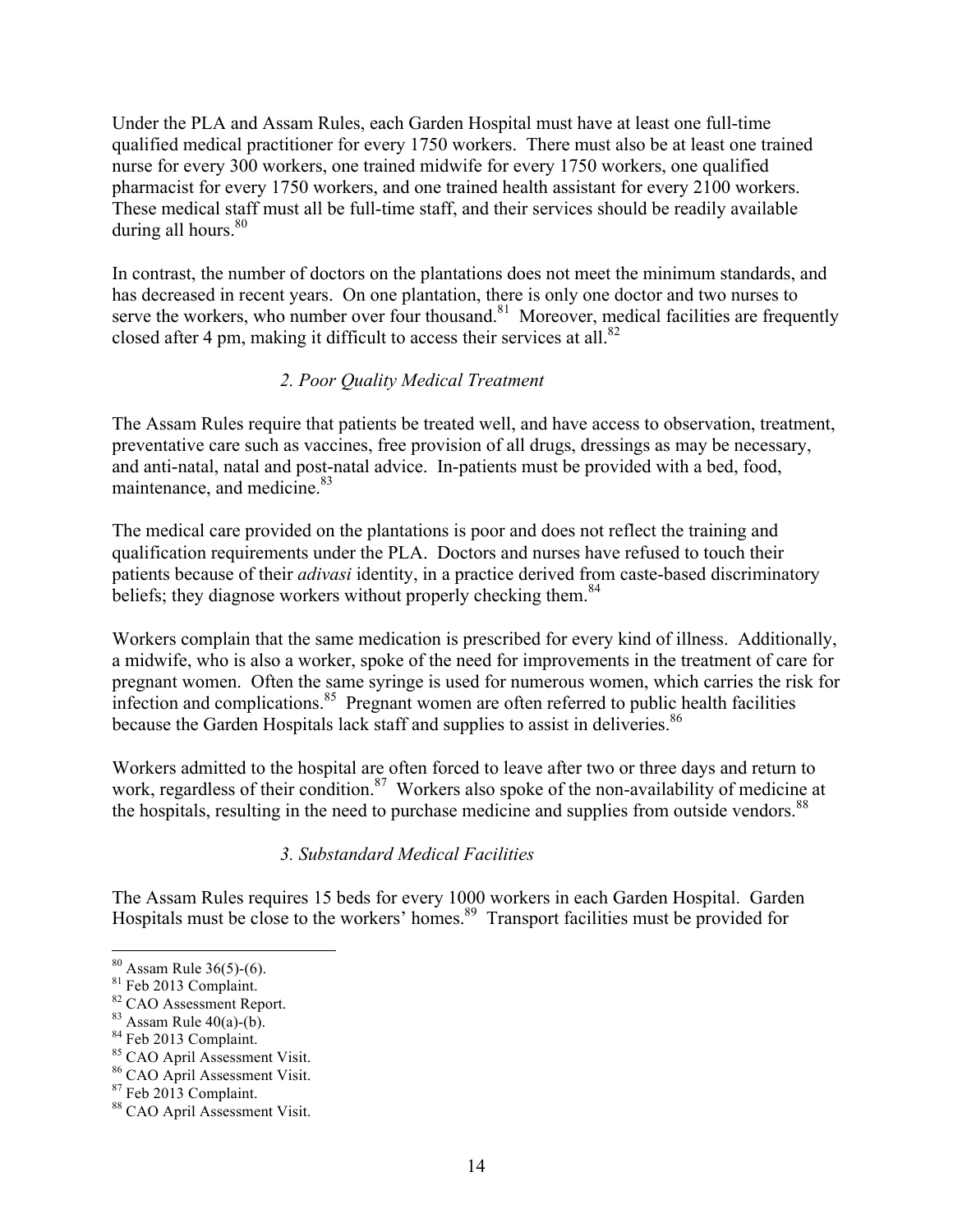Under the PLA and Assam Rules, each Garden Hospital must have at least one full-time qualified medical practitioner for every 1750 workers. There must also be at least one trained nurse for every 300 workers, one trained midwife for every 1750 workers, one qualified pharmacist for every 1750 workers, and one trained health assistant for every 2100 workers. These medical staff must all be full-time staff, and their services should be readily available during all hours.[80]

In contrast, the number of doctors on the plantations does not meet the minimum standards, and has decreased in recent years. On one plantation, there is only one doctor and two nurses to serve the workers, who number over four thousand.[81] Moreover, medical facilities are frequently closed after 4 pm, making it difficult to access their services at all.[82]

### *2. Poor Quality Medical Treatment*

The Assam Rules require that patients be treated well, and have access to observation, treatment, preventative care such as vaccines, free provision of all drugs, dressings as may be necessary, and anti-natal, natal and post-natal advice. In-patients must be provided with a bed, food, maintenance, and medicine.[83]

The medical care provided on the plantations is poor and does not reflect the training and qualification requirements under the PLA. Doctors and nurses have refused to touch their patients because of their *adivasi* identity, in a practice derived from caste-based discriminatory beliefs; they diagnose workers without properly checking them.[84]

Workers complain that the same medication is prescribed for every kind of illness. Additionally, a midwife, who is also a worker, spoke of the need for improvements in the treatment of care for pregnant women. Often the same syringe is used for numerous women, which carries the risk for infection and complications.[85] Pregnant women are often referred to public health facilities because the Garden Hospitals lack staff and supplies to assist in deliveries.[86]

Workers admitted to the hospital are often forced to leave after two or three days and return to work, regardless of their condition.[87] Workers also spoke of the non-availability of medicine at the hospitals, resulting in the need to purchase medicine and supplies from outside vendors.[88]

### *3. Substandard Medical Facilities*

The Assam Rules requires 15 beds for every 1000 workers in each Garden Hospital. Garden Hospitals must be close to the workers' homes.[89] Transport facilities must be provided for

---

[80] Assam Rule 36(5)-(6).
[81] Feb 2013 Complaint.
[82] CAO Assessment Report.
[83] Assam Rule 40(a)-(b).
[84] Feb 2013 Complaint.
[85] CAO April Assessment Visit.
[86] CAO April Assessment Visit.
[87] Feb 2013 Complaint.
[88] CAO April Assessment Visit.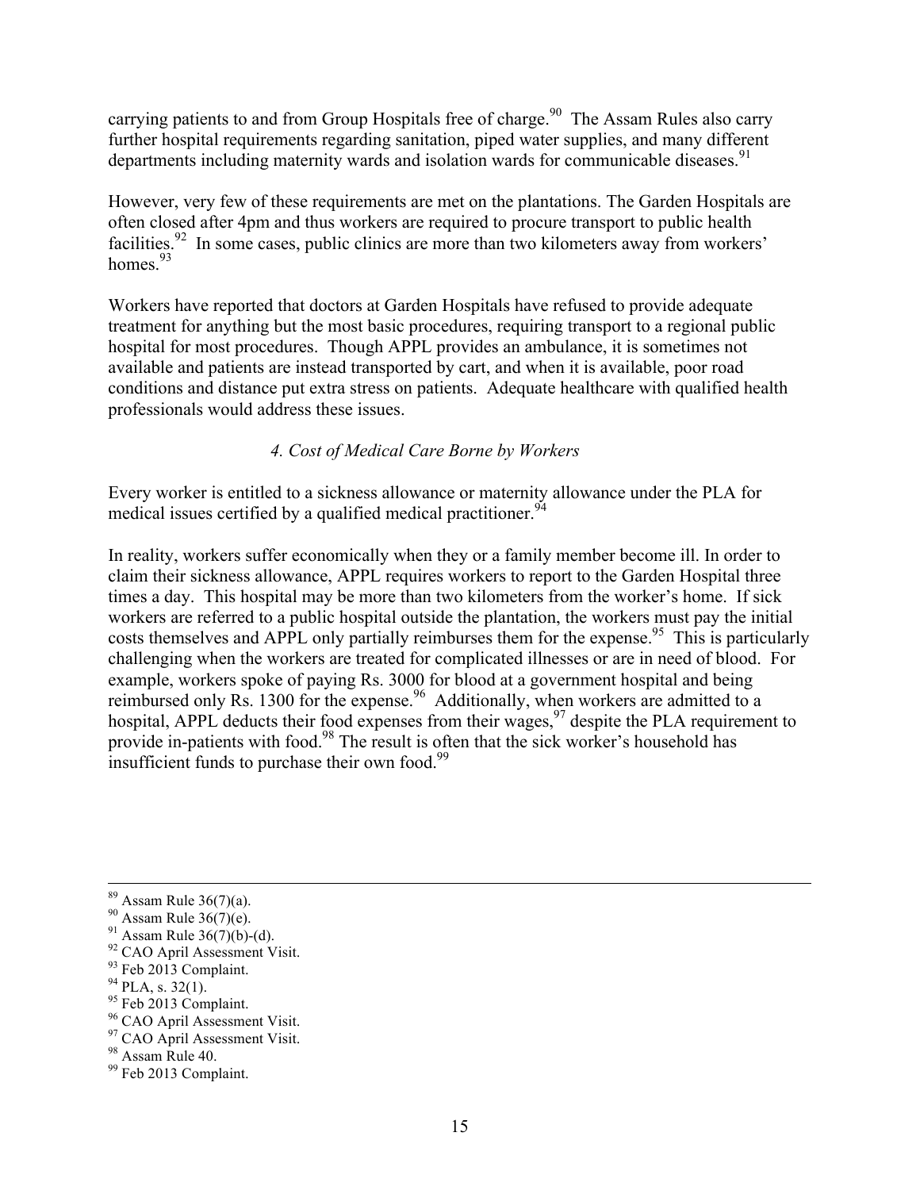carrying patients to and from Group Hospitals free of charge.[90] The Assam Rules also carry further hospital requirements regarding sanitation, piped water supplies, and many different departments including maternity wards and isolation wards for communicable diseases.[91]

However, very few of these requirements are met on the plantations. The Garden Hospitals are often closed after 4pm and thus workers are required to procure transport to public health facilities.[92] In some cases, public clinics are more than two kilometers away from workers' homes.[93]

Workers have reported that doctors at Garden Hospitals have refused to provide adequate treatment for anything but the most basic procedures, requiring transport to a regional public hospital for most procedures. Though APPL provides an ambulance, it is sometimes not available and patients are instead transported by cart, and when it is available, poor road conditions and distance put extra stress on patients. Adequate healthcare with qualified health professionals would address these issues.

### *4. Cost of Medical Care Borne by Workers*

Every worker is entitled to a sickness allowance or maternity allowance under the PLA for medical issues certified by a qualified medical practitioner.[94]

In reality, workers suffer economically when they or a family member become ill. In order to claim their sickness allowance, APPL requires workers to report to the Garden Hospital three times a day. This hospital may be more than two kilometers from the worker's home. If sick workers are referred to a public hospital outside the plantation, the workers must pay the initial costs themselves and APPL only partially reimburses them for the expense.[95] This is particularly challenging when the workers are treated for complicated illnesses or are in need of blood. For example, workers spoke of paying Rs. 3000 for blood at a government hospital and being reimbursed only Rs. 1300 for the expense.[96] Additionally, when workers are admitted to a hospital, APPL deducts their food expenses from their wages,[97] despite the PLA requirement to provide in-patients with food.[98] The result is often that the sick worker's household has insufficient funds to purchase their own food.[99]

---

[89] Assam Rule 36(7)(a).
[90] Assam Rule 36(7)(e).
[91] Assam Rule 36(7)(b)-(d).
[92] CAO April Assessment Visit.
[93] Feb 2013 Complaint.
[94] PLA, s. 32(1).
[95] Feb 2013 Complaint.
[96] CAO April Assessment Visit.
[97] CAO April Assessment Visit.
[98] Assam Rule 40.
[99] Feb 2013 Complaint.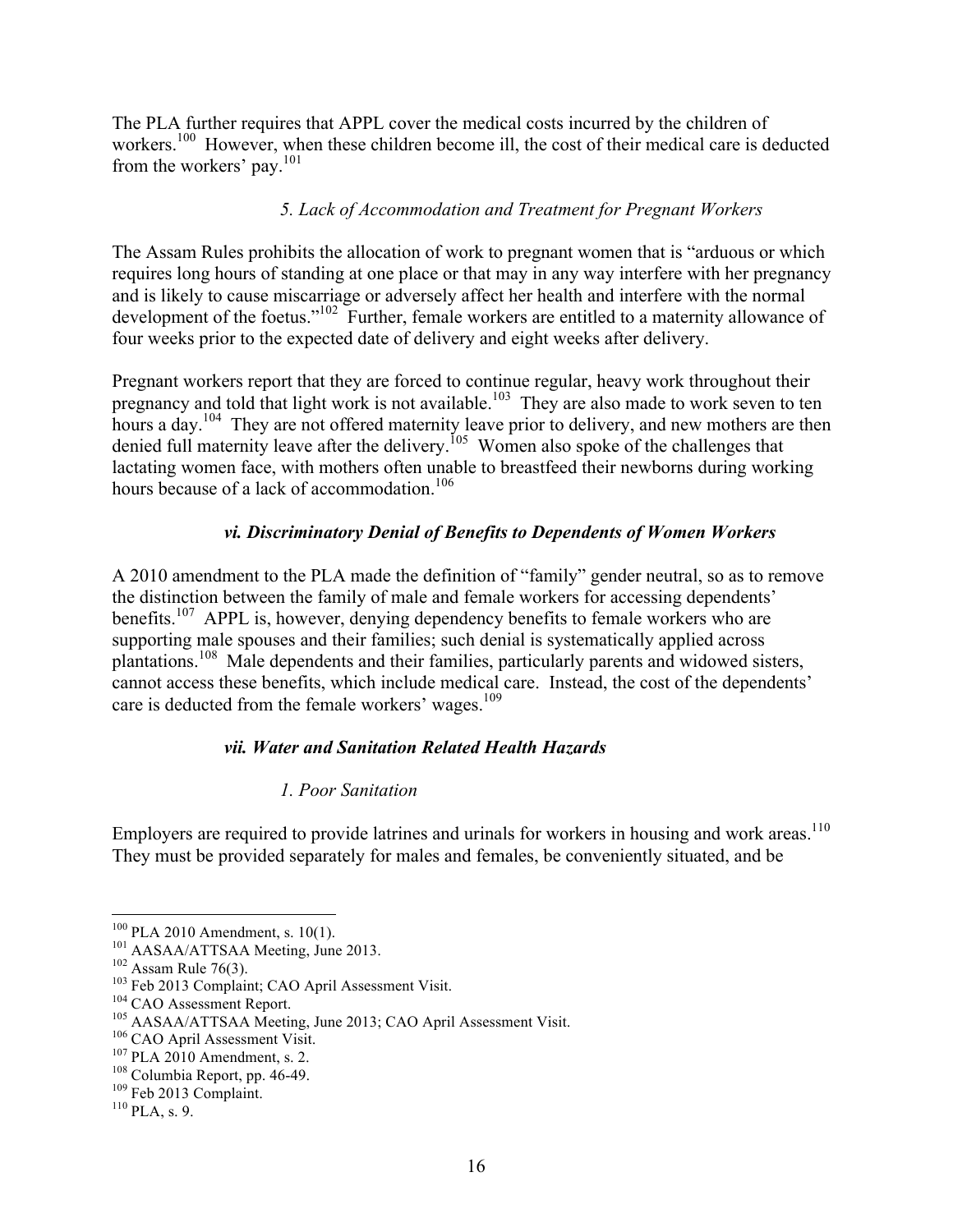The PLA further requires that APPL cover the medical costs incurred by the children of workers.[100] However, when these children become ill, the cost of their medical care is deducted from the workers' pay.[101]

#### *5. Lack of Accommodation and Treatment for Pregnant Workers*

The Assam Rules prohibits the allocation of work to pregnant women that is "arduous or which requires long hours of standing at one place or that may in any way interfere with her pregnancy and is likely to cause miscarriage or adversely affect her health and interfere with the normal development of the foetus."[102] Further, female workers are entitled to a maternity allowance of four weeks prior to the expected date of delivery and eight weeks after delivery.

Pregnant workers report that they are forced to continue regular, heavy work throughout their pregnancy and told that light work is not available.[103] They are also made to work seven to ten hours a day.[104] They are not offered maternity leave prior to delivery, and new mothers are then denied full maternity leave after the delivery.[105] Women also spoke of the challenges that lactating women face, with mothers often unable to breastfeed their newborns during working hours because of a lack of accommodation.[106]

### ***vi. Discriminatory Denial of Benefits to Dependents of Women Workers***

A 2010 amendment to the PLA made the definition of "family" gender neutral, so as to remove the distinction between the family of male and female workers for accessing dependents' benefits.[107] APPL is, however, denying dependency benefits to female workers who are supporting male spouses and their families; such denial is systematically applied across plantations.[108] Male dependents and their families, particularly parents and widowed sisters, cannot access these benefits, which include medical care. Instead, the cost of the dependents' care is deducted from the female workers' wages.[109]

### ***vii. Water and Sanitation Related Health Hazards***

#### *1. Poor Sanitation*

Employers are required to provide latrines and urinals for workers in housing and work areas.[110] They must be provided separately for males and females, be conveniently situated, and be

---

[100] PLA 2010 Amendment, s. 10(1).
[101] AASAA/ATTSAA Meeting, June 2013.
[102] Assam Rule 76(3).
[103] Feb 2013 Complaint; CAO April Assessment Visit.
[104] CAO Assessment Report.
[105] AASAA/ATTSAA Meeting, June 2013; CAO April Assessment Visit.
[106] CAO April Assessment Visit.
[107] PLA 2010 Amendment, s. 2.
[108] Columbia Report, pp. 46-49.
[109] Feb 2013 Complaint.
[110] PLA, s. 9.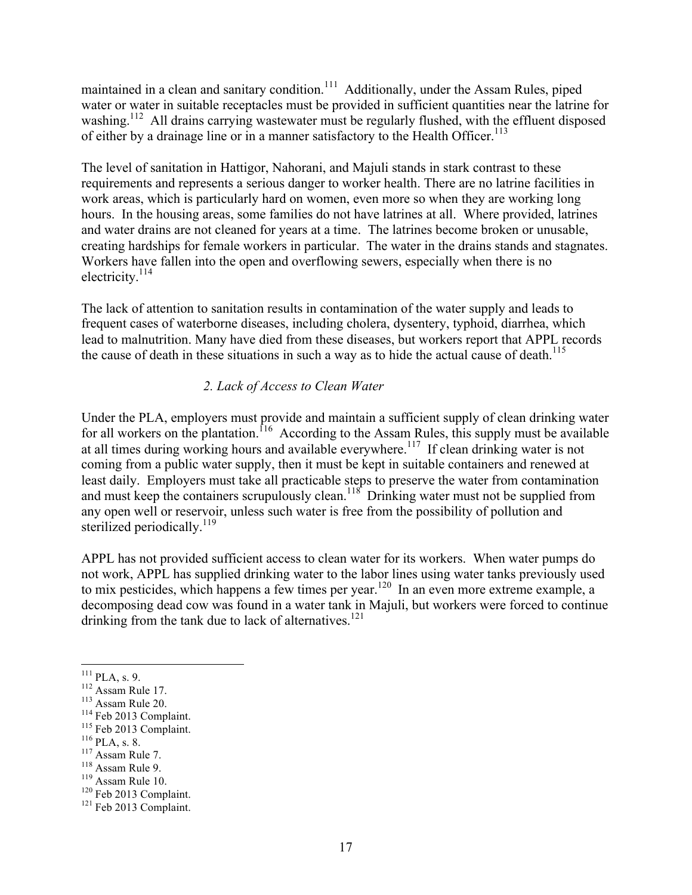maintained in a clean and sanitary condition.[111] Additionally, under the Assam Rules, piped water or water in suitable receptacles must be provided in sufficient quantities near the latrine for washing.[112] All drains carrying wastewater must be regularly flushed, with the effluent disposed of either by a drainage line or in a manner satisfactory to the Health Officer.[113]

The level of sanitation in Hattigor, Nahorani, and Majuli stands in stark contrast to these requirements and represents a serious danger to worker health. There are no latrine facilities in work areas, which is particularly hard on women, even more so when they are working long hours. In the housing areas, some families do not have latrines at all. Where provided, latrines and water drains are not cleaned for years at a time. The latrines become broken or unusable, creating hardships for female workers in particular. The water in the drains stands and stagnates. Workers have fallen into the open and overflowing sewers, especially when there is no electricity.[114]

The lack of attention to sanitation results in contamination of the water supply and leads to frequent cases of waterborne diseases, including cholera, dysentery, typhoid, diarrhea, which lead to malnutrition. Many have died from these diseases, but workers report that APPL records the cause of death in these situations in such a way as to hide the actual cause of death.[115]

### *2. Lack of Access to Clean Water*

Under the PLA, employers must provide and maintain a sufficient supply of clean drinking water for all workers on the plantation.[116] According to the Assam Rules, this supply must be available at all times during working hours and available everywhere.[117] If clean drinking water is not coming from a public water supply, then it must be kept in suitable containers and renewed at least daily. Employers must take all practicable steps to preserve the water from contamination and must keep the containers scrupulously clean.[118] Drinking water must not be supplied from any open well or reservoir, unless such water is free from the possibility of pollution and sterilized periodically.[119]

APPL has not provided sufficient access to clean water for its workers. When water pumps do not work, APPL has supplied drinking water to the labor lines using water tanks previously used to mix pesticides, which happens a few times per year.[120] In an even more extreme example, a decomposing dead cow was found in a water tank in Majuli, but workers were forced to continue drinking from the tank due to lack of alternatives.[121]

---

[111] PLA, s. 9.
[112] Assam Rule 17.
[113] Assam Rule 20.
[114] Feb 2013 Complaint.
[115] Feb 2013 Complaint.
[116] PLA, s. 8.
[117] Assam Rule 7.
[118] Assam Rule 9.
[119] Assam Rule 10.
[120] Feb 2013 Complaint.
[121] Feb 2013 Complaint.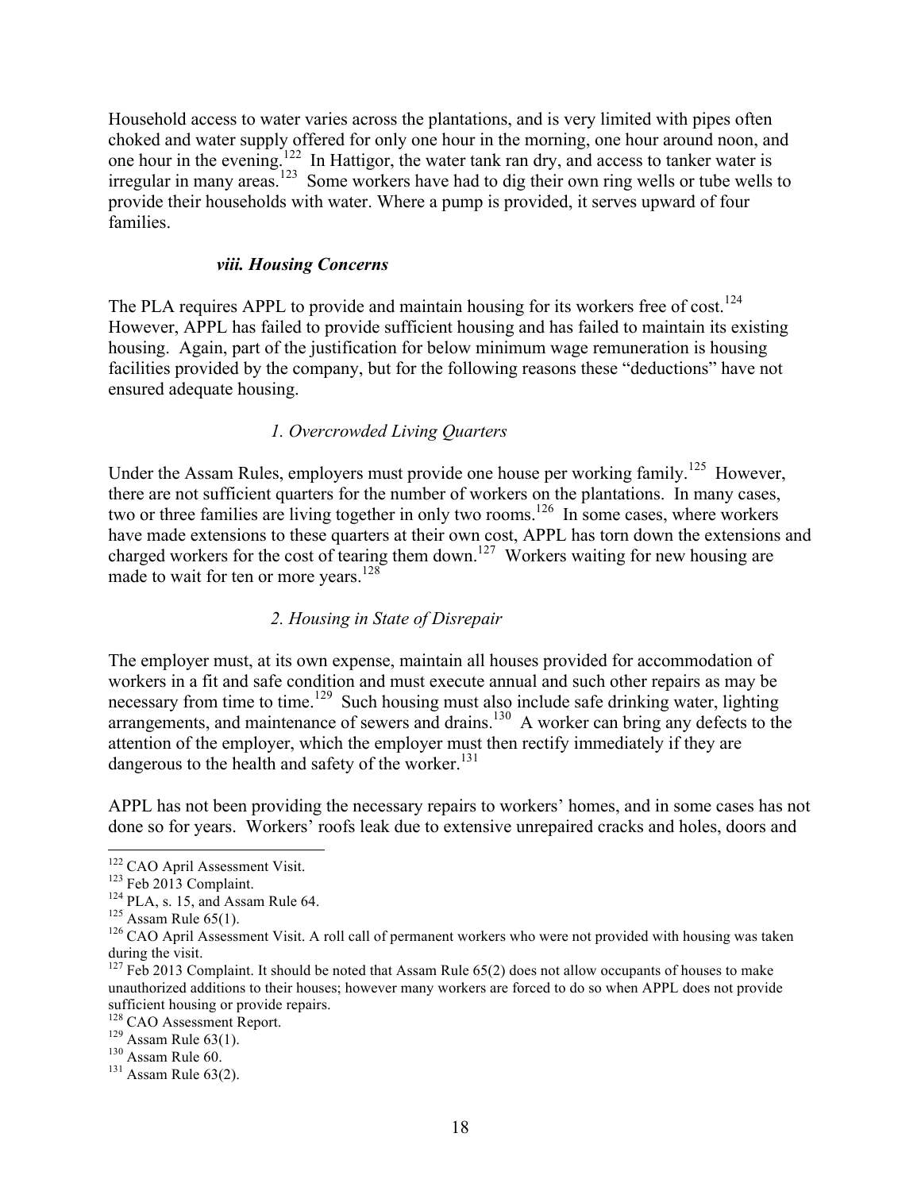Household access to water varies across the plantations, and is very limited with pipes often choked and water supply offered for only one hour in the morning, one hour around noon, and one hour in the evening.[122] In Hattigor, the water tank ran dry, and access to tanker water is irregular in many areas.[123] Some workers have had to dig their own ring wells or tube wells to provide their households with water. Where a pump is provided, it serves upward of four families.

#### *viii. Housing Concerns*

The PLA requires APPL to provide and maintain housing for its workers free of cost.[124] However, APPL has failed to provide sufficient housing and has failed to maintain its existing housing. Again, part of the justification for below minimum wage remuneration is housing facilities provided by the company, but for the following reasons these "deductions" have not ensured adequate housing.

##### *1. Overcrowded Living Quarters*

Under the Assam Rules, employers must provide one house per working family.[125] However, there are not sufficient quarters for the number of workers on the plantations. In many cases, two or three families are living together in only two rooms.[126] In some cases, where workers have made extensions to these quarters at their own cost, APPL has torn down the extensions and charged workers for the cost of tearing them down.[127] Workers waiting for new housing are made to wait for ten or more years.[128]

##### *2. Housing in State of Disrepair*

The employer must, at its own expense, maintain all houses provided for accommodation of workers in a fit and safe condition and must execute annual and such other repairs as may be necessary from time to time.[129] Such housing must also include safe drinking water, lighting arrangements, and maintenance of sewers and drains.[130] A worker can bring any defects to the attention of the employer, which the employer must then rectify immediately if they are dangerous to the health and safety of the worker.[131]

APPL has not been providing the necessary repairs to workers' homes, and in some cases has not done so for years. Workers' roofs leak due to extensive unrepaired cracks and holes, doors and

---

[122] CAO April Assessment Visit.

[123] Feb 2013 Complaint.

[124] PLA, s. 15, and Assam Rule 64.

[125] Assam Rule 65(1).

[126] CAO April Assessment Visit. A roll call of permanent workers who were not provided with housing was taken during the visit.

[127] Feb 2013 Complaint. It should be noted that Assam Rule 65(2) does not allow occupants of houses to make unauthorized additions to their houses; however many workers are forced to do so when APPL does not provide sufficient housing or provide repairs.

[128] CAO Assessment Report.

[129] Assam Rule 63(1).

[130] Assam Rule 60.

[131] Assam Rule 63(2).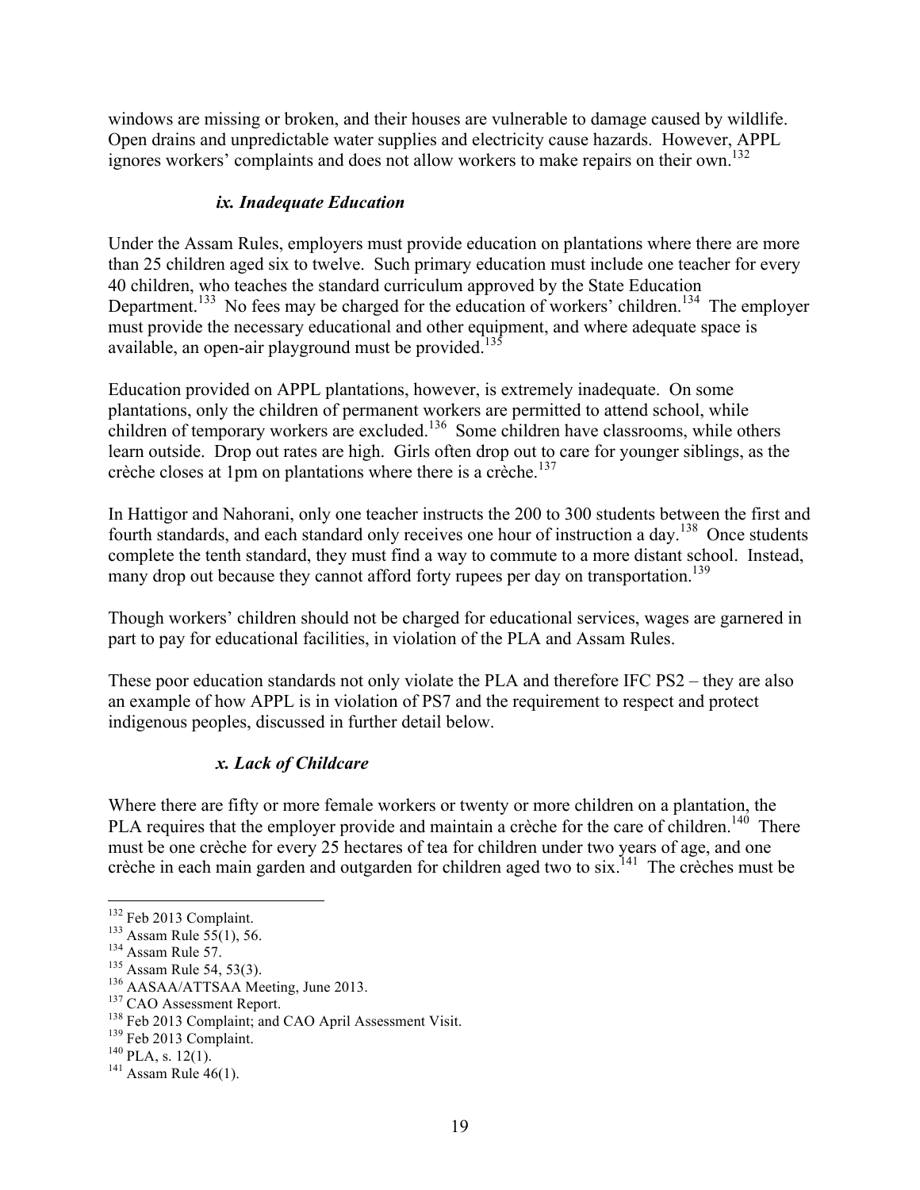windows are missing or broken, and their houses are vulnerable to damage caused by wildlife. Open drains and unpredictable water supplies and electricity cause hazards. However, APPL ignores workers' complaints and does not allow workers to make repairs on their own.[132]

### *ix. Inadequate Education*

Under the Assam Rules, employers must provide education on plantations where there are more than 25 children aged six to twelve. Such primary education must include one teacher for every 40 children, who teaches the standard curriculum approved by the State Education Department.[133] No fees may be charged for the education of workers' children.[134] The employer must provide the necessary educational and other equipment, and where adequate space is available, an open-air playground must be provided.[135]

Education provided on APPL plantations, however, is extremely inadequate. On some plantations, only the children of permanent workers are permitted to attend school, while children of temporary workers are excluded.[136] Some children have classrooms, while others learn outside. Drop out rates are high. Girls often drop out to care for younger siblings, as the crèche closes at 1pm on plantations where there is a crèche.[137]

In Hattigor and Nahorani, only one teacher instructs the 200 to 300 students between the first and fourth standards, and each standard only receives one hour of instruction a day.[138] Once students complete the tenth standard, they must find a way to commute to a more distant school. Instead, many drop out because they cannot afford forty rupees per day on transportation.[139]

Though workers' children should not be charged for educational services, wages are garnered in part to pay for educational facilities, in violation of the PLA and Assam Rules.

These poor education standards not only violate the PLA and therefore IFC PS2 – they are also an example of how APPL is in violation of PS7 and the requirement to respect and protect indigenous peoples, discussed in further detail below.

### *x. Lack of Childcare*

Where there are fifty or more female workers or twenty or more children on a plantation, the PLA requires that the employer provide and maintain a crèche for the care of children.[140] There must be one crèche for every 25 hectares of tea for children under two years of age, and one crèche in each main garden and outgarden for children aged two to six.[141] The crèches must be

---

[132] Feb 2013 Complaint.
[133] Assam Rule 55(1), 56.
[134] Assam Rule 57.
[135] Assam Rule 54, 53(3).
[136] AASAA/ATTSAA Meeting, June 2013.
[137] CAO Assessment Report.
[138] Feb 2013 Complaint; and CAO April Assessment Visit.
[139] Feb 2013 Complaint.
[140] PLA, s. 12(1).
[141] Assam Rule 46(1).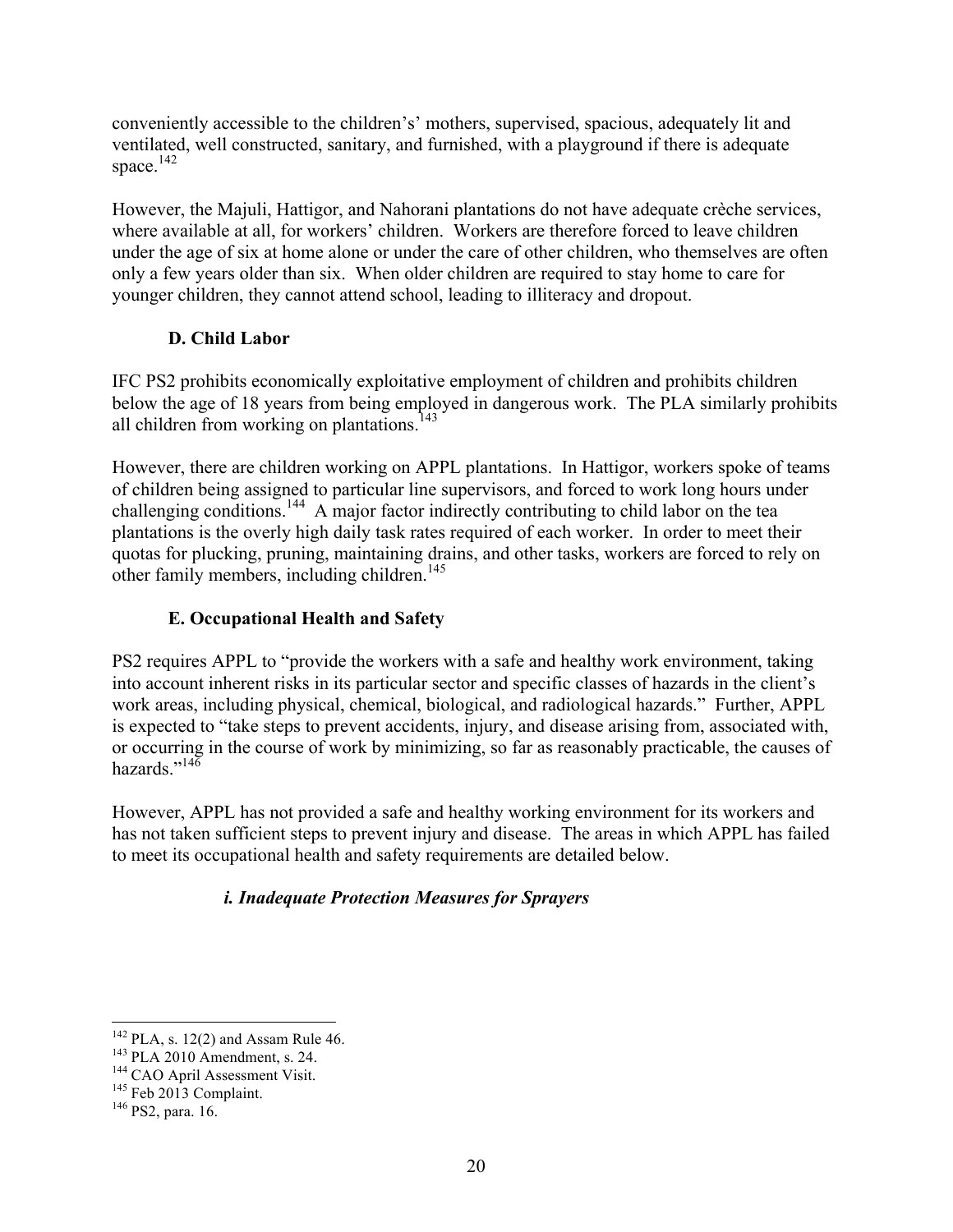conveniently accessible to the children's' mothers, supervised, spacious, adequately lit and ventilated, well constructed, sanitary, and furnished, with a playground if there is adequate space.[142]

However, the Majuli, Hattigor, and Nahorani plantations do not have adequate crèche services, where available at all, for workers' children. Workers are therefore forced to leave children under the age of six at home alone or under the care of other children, who themselves are often only a few years older than six. When older children are required to stay home to care for younger children, they cannot attend school, leading to illiteracy and dropout.

### D. Child Labor

IFC PS2 prohibits economically exploitative employment of children and prohibits children below the age of 18 years from being employed in dangerous work. The PLA similarly prohibits all children from working on plantations.[143]

However, there are children working on APPL plantations. In Hattigor, workers spoke of teams of children being assigned to particular line supervisors, and forced to work long hours under challenging conditions.[144] A major factor indirectly contributing to child labor on the tea plantations is the overly high daily task rates required of each worker. In order to meet their quotas for plucking, pruning, maintaining drains, and other tasks, workers are forced to rely on other family members, including children.[145]

### E. Occupational Health and Safety

PS2 requires APPL to "provide the workers with a safe and healthy work environment, taking into account inherent risks in its particular sector and specific classes of hazards in the client's work areas, including physical, chemical, biological, and radiological hazards." Further, APPL is expected to "take steps to prevent accidents, injury, and disease arising from, associated with, or occurring in the course of work by minimizing, so far as reasonably practicable, the causes of hazards."[146]

However, APPL has not provided a safe and healthy working environment for its workers and has not taken sufficient steps to prevent injury and disease. The areas in which APPL has failed to meet its occupational health and safety requirements are detailed below.

#### *i. Inadequate Protection Measures for Sprayers*

---

[142] PLA, s. 12(2) and Assam Rule 46.
[143] PLA 2010 Amendment, s. 24.
[144] CAO April Assessment Visit.
[145] Feb 2013 Complaint.
[146] PS2, para. 16.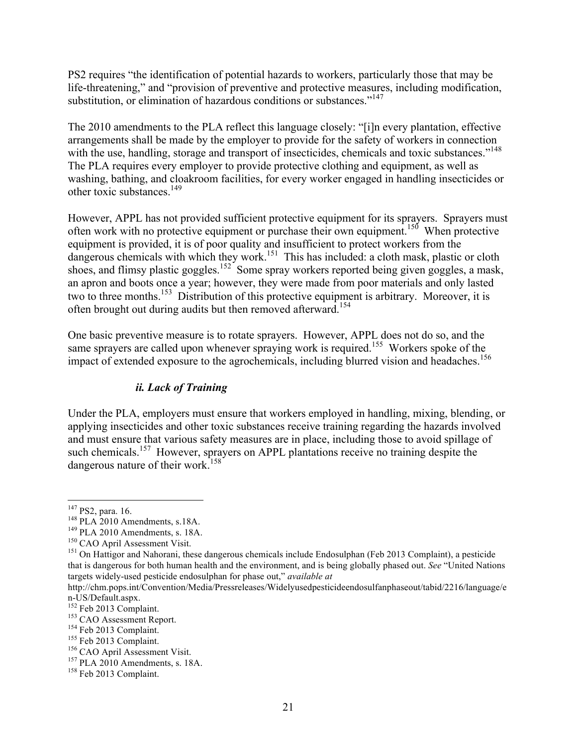PS2 requires "the identification of potential hazards to workers, particularly those that may be life-threatening," and "provision of preventive and protective measures, including modification, substitution, or elimination of hazardous conditions or substances."[147]

The 2010 amendments to the PLA reflect this language closely: "[i]n every plantation, effective arrangements shall be made by the employer to provide for the safety of workers in connection with the use, handling, storage and transport of insecticides, chemicals and toxic substances."[148] The PLA requires every employer to provide protective clothing and equipment, as well as washing, bathing, and cloakroom facilities, for every worker engaged in handling insecticides or other toxic substances.[149]

However, APPL has not provided sufficient protective equipment for its sprayers. Sprayers must often work with no protective equipment or purchase their own equipment.[150] When protective equipment is provided, it is of poor quality and insufficient to protect workers from the dangerous chemicals with which they work.[151] This has included: a cloth mask, plastic or cloth shoes, and flimsy plastic goggles.[152] Some spray workers reported being given goggles, a mask, an apron and boots once a year; however, they were made from poor materials and only lasted two to three months.[153] Distribution of this protective equipment is arbitrary. Moreover, it is often brought out during audits but then removed afterward.[154]

One basic preventive measure is to rotate sprayers. However, APPL does not do so, and the same sprayers are called upon whenever spraying work is required.[155] Workers spoke of the impact of extended exposure to the agrochemicals, including blurred vision and headaches.[156]

#### *ii. Lack of Training*

Under the PLA, employers must ensure that workers employed in handling, mixing, blending, or applying insecticides and other toxic substances receive training regarding the hazards involved and must ensure that various safety measures are in place, including those to avoid spillage of such chemicals.[157] However, sprayers on APPL plantations receive no training despite the dangerous nature of their work.[158]

---

[147] PS2, para. 16.

[148] PLA 2010 Amendments, s.18A.

[149] PLA 2010 Amendments, s. 18A.

[150] CAO April Assessment Visit.

[151] On Hattigor and Nahorani, these dangerous chemicals include Endosulphan (Feb 2013 Complaint), a pesticide that is dangerous for both human health and the environment, and is being globally phased out. *See* "United Nations targets widely-used pesticide endosulphan for phase out," *available at* http://chm.pops.int/Convention/Media/Pressreleases/Widelyusedpesticideendosulfanphaseout/tabid/2216/language/en-US/Default.aspx.

[152] Feb 2013 Complaint.

[153] CAO Assessment Report.

[154] Feb 2013 Complaint.

[155] Feb 2013 Complaint.

[156] CAO April Assessment Visit.

[157] PLA 2010 Amendments, s. 18A.

[158] Feb 2013 Complaint.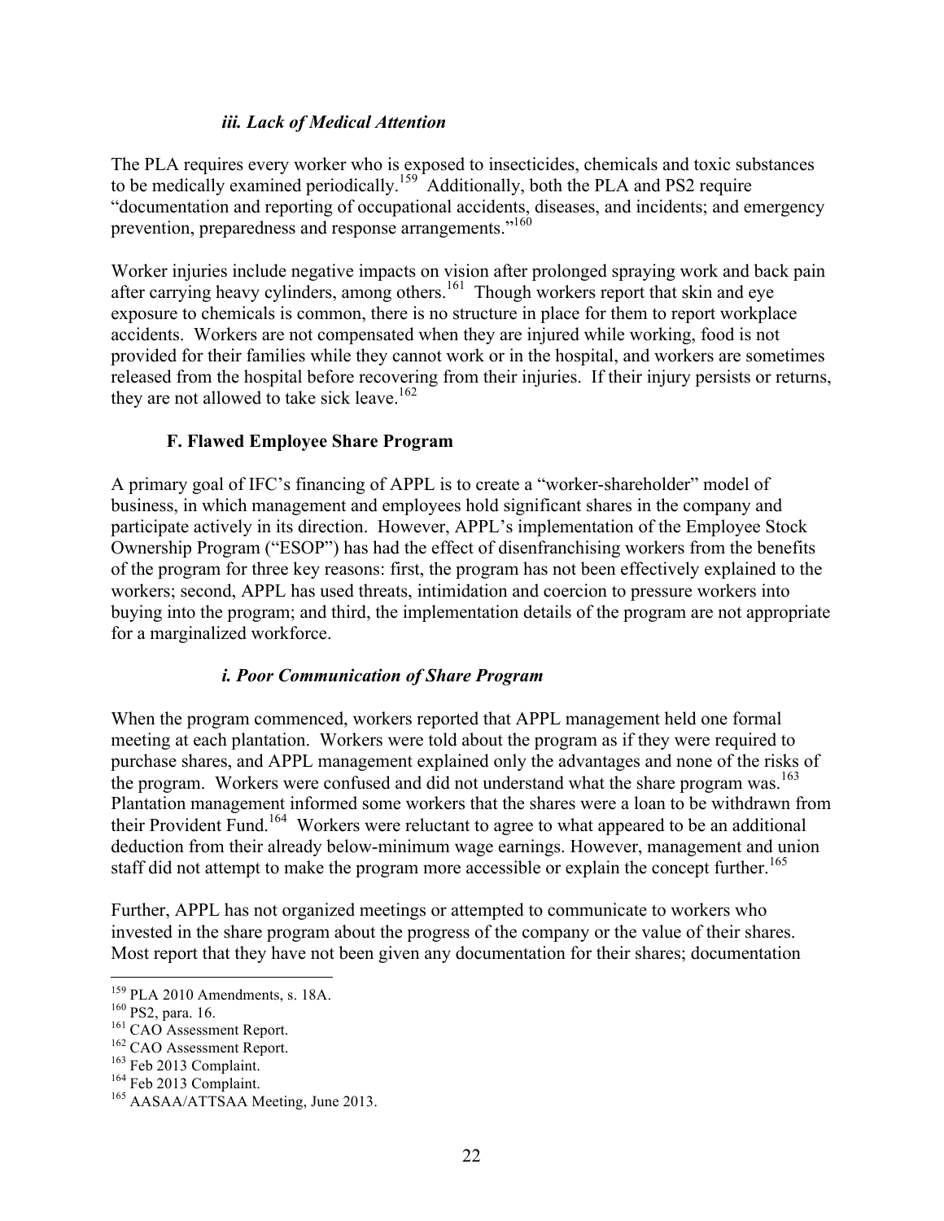### *iii. Lack of Medical Attention*

The PLA requires every worker who is exposed to insecticides, chemicals and toxic substances to be medically examined periodically.[159] Additionally, both the PLA and PS2 require "documentation and reporting of occupational accidents, diseases, and incidents; and emergency prevention, preparedness and response arrangements."[160]

Worker injuries include negative impacts on vision after prolonged spraying work and back pain after carrying heavy cylinders, among others.[161] Though workers report that skin and eye exposure to chemicals is common, there is no structure in place for them to report workplace accidents. Workers are not compensated when they are injured while working, food is not provided for their families while they cannot work or in the hospital, and workers are sometimes released from the hospital before recovering from their injuries. If their injury persists or returns, they are not allowed to take sick leave.[162]

## F. Flawed Employee Share Program

A primary goal of IFC's financing of APPL is to create a "worker-shareholder" model of business, in which management and employees hold significant shares in the company and participate actively in its direction. However, APPL's implementation of the Employee Stock Ownership Program ("ESOP") has had the effect of disenfranchising workers from the benefits of the program for three key reasons: first, the program has not been effectively explained to the workers; second, APPL has used threats, intimidation and coercion to pressure workers into buying into the program; and third, the implementation details of the program are not appropriate for a marginalized workforce.

### *i. Poor Communication of Share Program*

When the program commenced, workers reported that APPL management held one formal meeting at each plantation. Workers were told about the program as if they were required to purchase shares, and APPL management explained only the advantages and none of the risks of the program. Workers were confused and did not understand what the share program was.[163] Plantation management informed some workers that the shares were a loan to be withdrawn from their Provident Fund.[164] Workers were reluctant to agree to what appeared to be an additional deduction from their already below-minimum wage earnings. However, management and union staff did not attempt to make the program more accessible or explain the concept further.[165]

Further, APPL has not organized meetings or attempted to communicate to workers who invested in the share program about the progress of the company or the value of their shares. Most report that they have not been given any documentation for their shares; documentation

---

[159] PLA 2010 Amendments, s. 18A.
[160] PS2, para. 16.
[161] CAO Assessment Report.
[162] CAO Assessment Report.
[163] Feb 2013 Complaint.
[164] Feb 2013 Complaint.
[165] AASAA/ATTSAA Meeting, June 2013.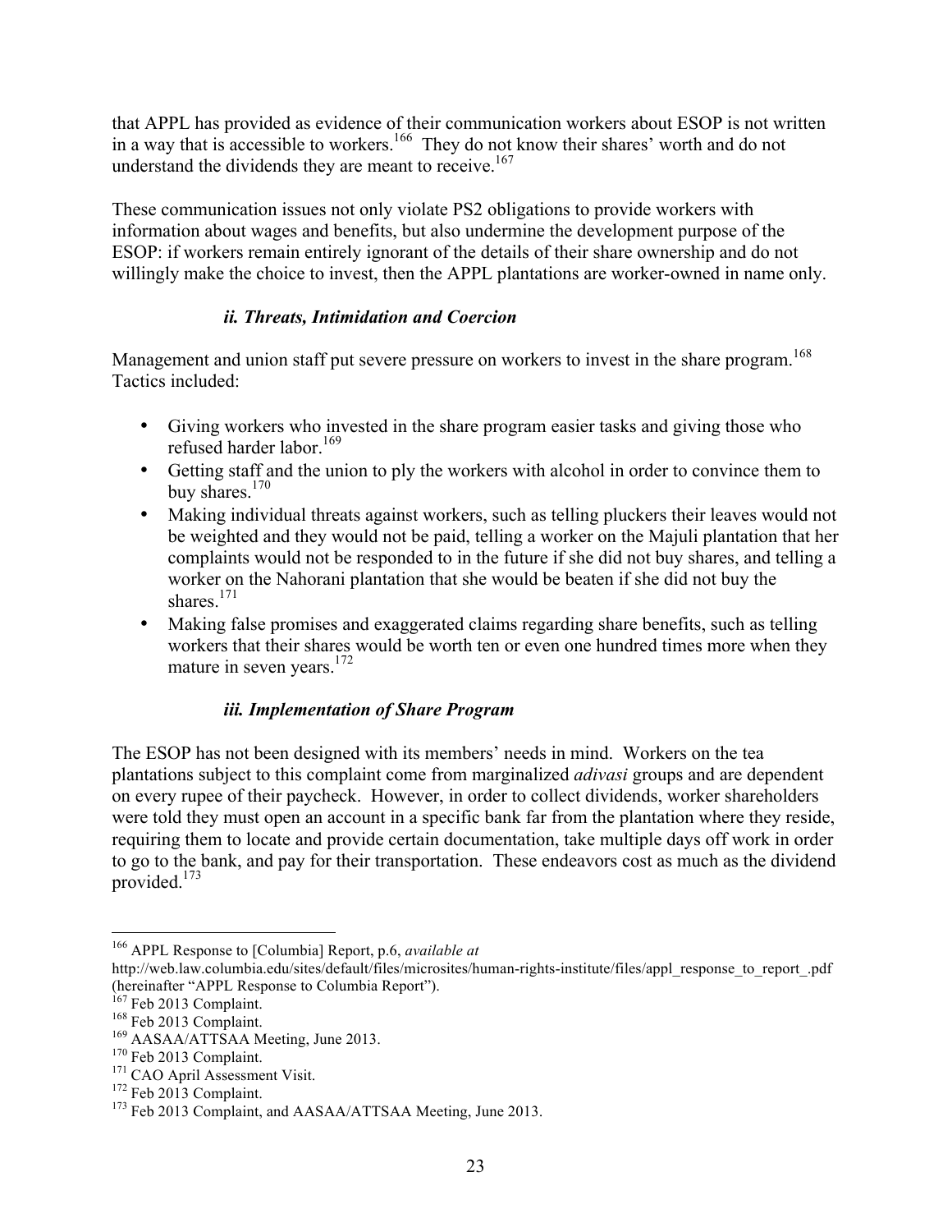that APPL has provided as evidence of their communication workers about ESOP is not written in a way that is accessible to workers.[166] They do not know their shares' worth and do not understand the dividends they are meant to receive.[167]

These communication issues not only violate PS2 obligations to provide workers with information about wages and benefits, but also undermine the development purpose of the ESOP: if workers remain entirely ignorant of the details of their share ownership and do not willingly make the choice to invest, then the APPL plantations are worker-owned in name only.

#### *ii. Threats, Intimidation and Coercion*

Management and union staff put severe pressure on workers to invest in the share program.[168] Tactics included:

- Giving workers who invested in the share program easier tasks and giving those who refused harder labor.[169]
- Getting staff and the union to ply the workers with alcohol in order to convince them to buy shares.[170]
- Making individual threats against workers, such as telling pluckers their leaves would not be weighted and they would not be paid, telling a worker on the Majuli plantation that her complaints would not be responded to in the future if she did not buy shares, and telling a worker on the Nahorani plantation that she would be beaten if she did not buy the shares.[171]
- Making false promises and exaggerated claims regarding share benefits, such as telling workers that their shares would be worth ten or even one hundred times more when they mature in seven years.[172]

#### *iii. Implementation of Share Program*

The ESOP has not been designed with its members' needs in mind. Workers on the tea plantations subject to this complaint come from marginalized *adivasi* groups and are dependent on every rupee of their paycheck. However, in order to collect dividends, worker shareholders were told they must open an account in a specific bank far from the plantation where they reside, requiring them to locate and provide certain documentation, take multiple days off work in order to go to the bank, and pay for their transportation. These endeavors cost as much as the dividend provided.[173]

---

[166] APPL Response to [Columbia] Report, p.6, *available at* http://web.law.columbia.edu/sites/default/files/microsites/human-rights-institute/files/appl_response_to_report_.pdf (hereinafter "APPL Response to Columbia Report").

[167] Feb 2013 Complaint.

[168] Feb 2013 Complaint.

[169] AASAA/ATTSAA Meeting, June 2013.

[170] Feb 2013 Complaint.

[171] CAO April Assessment Visit.

[172] Feb 2013 Complaint.

[173] Feb 2013 Complaint, and AASAA/ATTSAA Meeting, June 2013.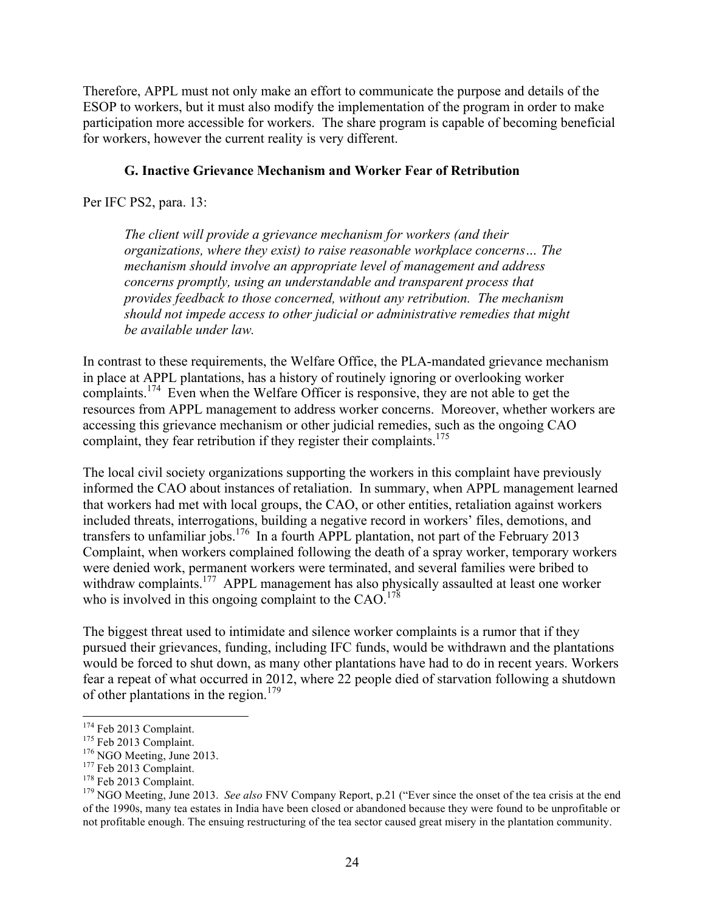Therefore, APPL must not only make an effort to communicate the purpose and details of the ESOP to workers, but it must also modify the implementation of the program in order to make participation more accessible for workers. The share program is capable of becoming beneficial for workers, however the current reality is very different.

### G. Inactive Grievance Mechanism and Worker Fear of Retribution

Per IFC PS2, para. 13:

> *The client will provide a grievance mechanism for workers (and their organizations, where they exist) to raise reasonable workplace concerns… The mechanism should involve an appropriate level of management and address concerns promptly, using an understandable and transparent process that provides feedback to those concerned, without any retribution. The mechanism should not impede access to other judicial or administrative remedies that might be available under law.*

In contrast to these requirements, the Welfare Office, the PLA-mandated grievance mechanism in place at APPL plantations, has a history of routinely ignoring or overlooking worker complaints.[174] Even when the Welfare Officer is responsive, they are not able to get the resources from APPL management to address worker concerns. Moreover, whether workers are accessing this grievance mechanism or other judicial remedies, such as the ongoing CAO complaint, they fear retribution if they register their complaints.[175]

The local civil society organizations supporting the workers in this complaint have previously informed the CAO about instances of retaliation. In summary, when APPL management learned that workers had met with local groups, the CAO, or other entities, retaliation against workers included threats, interrogations, building a negative record in workers' files, demotions, and transfers to unfamiliar jobs.[176] In a fourth APPL plantation, not part of the February 2013 Complaint, when workers complained following the death of a spray worker, temporary workers were denied work, permanent workers were terminated, and several families were bribed to withdraw complaints.[177] APPL management has also physically assaulted at least one worker who is involved in this ongoing complaint to the CAO.[178]

The biggest threat used to intimidate and silence worker complaints is a rumor that if they pursued their grievances, funding, including IFC funds, would be withdrawn and the plantations would be forced to shut down, as many other plantations have had to do in recent years. Workers fear a repeat of what occurred in 2012, where 22 people died of starvation following a shutdown of other plantations in the region.[179]

---

[174] Feb 2013 Complaint.

[175] Feb 2013 Complaint.

[176] NGO Meeting, June 2013.

[177] Feb 2013 Complaint.

[178] Feb 2013 Complaint.

[179] NGO Meeting, June 2013. *See also* FNV Company Report, p.21 ("Ever since the onset of the tea crisis at the end of the 1990s, many tea estates in India have been closed or abandoned because they were found to be unprofitable or not profitable enough. The ensuing restructuring of the tea sector caused great misery in the plantation community.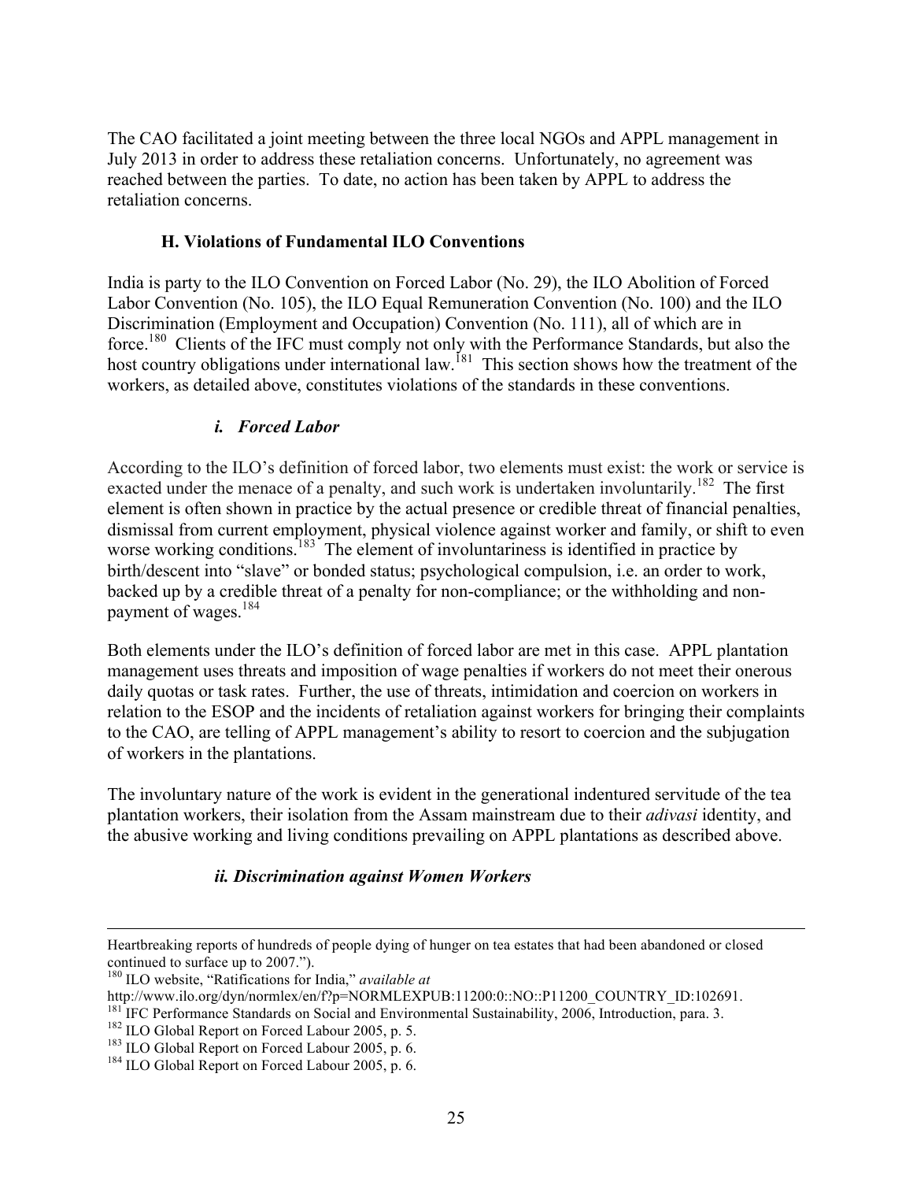The CAO facilitated a joint meeting between the three local NGOs and APPL management in July 2013 in order to address these retaliation concerns. Unfortunately, no agreement was reached between the parties. To date, no action has been taken by APPL to address the retaliation concerns.

### H. Violations of Fundamental ILO Conventions

India is party to the ILO Convention on Forced Labor (No. 29), the ILO Abolition of Forced Labor Convention (No. 105), the ILO Equal Remuneration Convention (No. 100) and the ILO Discrimination (Employment and Occupation) Convention (No. 111), all of which are in force.[180] Clients of the IFC must comply not only with the Performance Standards, but also the host country obligations under international law.[181] This section shows how the treatment of the workers, as detailed above, constitutes violations of the standards in these conventions.

#### *i. Forced Labor*

According to the ILO's definition of forced labor, two elements must exist: the work or service is exacted under the menace of a penalty, and such work is undertaken involuntarily.[182] The first element is often shown in practice by the actual presence or credible threat of financial penalties, dismissal from current employment, physical violence against worker and family, or shift to even worse working conditions.[183] The element of involuntariness is identified in practice by birth/descent into "slave" or bonded status; psychological compulsion, i.e. an order to work, backed up by a credible threat of a penalty for non-compliance; or the withholding and non-payment of wages.[184]

Both elements under the ILO's definition of forced labor are met in this case. APPL plantation management uses threats and imposition of wage penalties if workers do not meet their onerous daily quotas or task rates. Further, the use of threats, intimidation and coercion on workers in relation to the ESOP and the incidents of retaliation against workers for bringing their complaints to the CAO, are telling of APPL management's ability to resort to coercion and the subjugation of workers in the plantations.

The involuntary nature of the work is evident in the generational indentured servitude of the tea plantation workers, their isolation from the Assam mainstream due to their *adivasi* identity, and the abusive working and living conditions prevailing on APPL plantations as described above.

#### *ii. Discrimination against Women Workers*

---

Heartbreaking reports of hundreds of people dying of hunger on tea estates that had been abandoned or closed continued to surface up to 2007.").

[180] ILO website, "Ratifications for India," *available at* http://www.ilo.org/dyn/normlex/en/f?p=NORMLEXPUB:11200:0::NO::P11200_COUNTRY_ID:102691.

[181] IFC Performance Standards on Social and Environmental Sustainability, 2006, Introduction, para. 3.

[182] ILO Global Report on Forced Labour 2005, p. 5.

[183] ILO Global Report on Forced Labour 2005, p. 6.

[184] ILO Global Report on Forced Labour 2005, p. 6.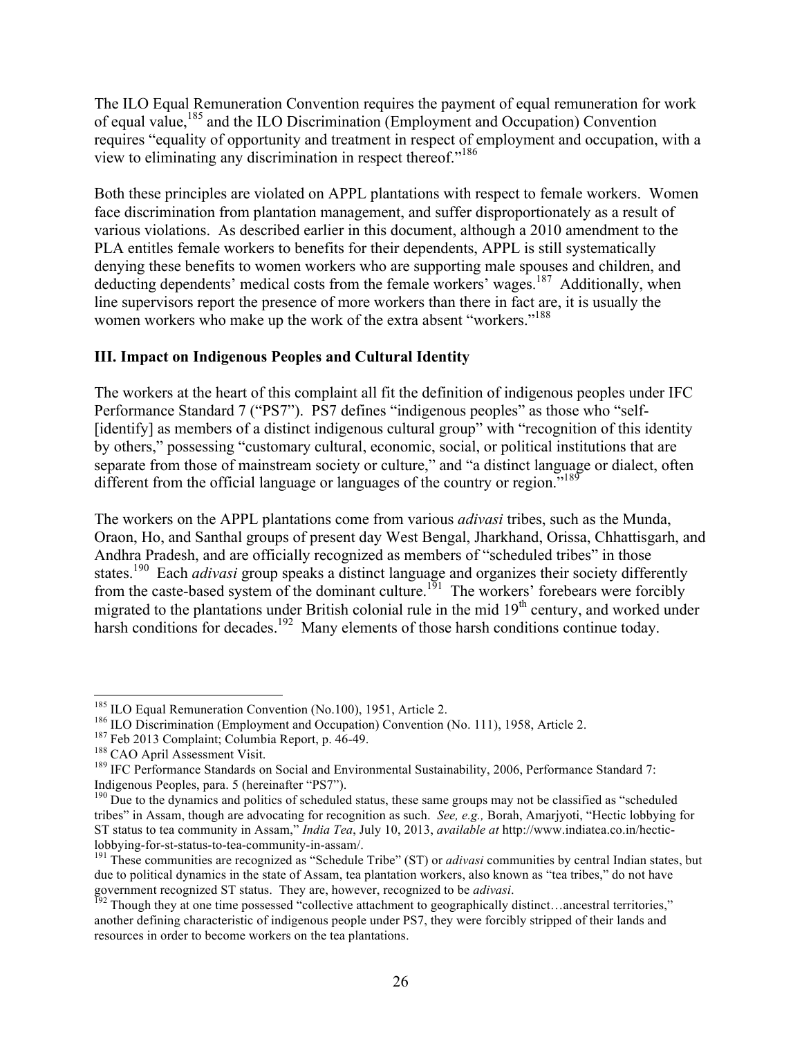The ILO Equal Remuneration Convention requires the payment of equal remuneration for work of equal value,[185] and the ILO Discrimination (Employment and Occupation) Convention requires "equality of opportunity and treatment in respect of employment and occupation, with a view to eliminating any discrimination in respect thereof."[186]

Both these principles are violated on APPL plantations with respect to female workers. Women face discrimination from plantation management, and suffer disproportionately as a result of various violations. As described earlier in this document, although a 2010 amendment to the PLA entitles female workers to benefits for their dependents, APPL is still systematically denying these benefits to women workers who are supporting male spouses and children, and deducting dependents' medical costs from the female workers' wages.[187] Additionally, when line supervisors report the presence of more workers than there in fact are, it is usually the women workers who make up the work of the extra absent "workers."[188]

### III. Impact on Indigenous Peoples and Cultural Identity

The workers at the heart of this complaint all fit the definition of indigenous peoples under IFC Performance Standard 7 ("PS7"). PS7 defines "indigenous peoples" as those who "self-[identify] as members of a distinct indigenous cultural group" with "recognition of this identity by others," possessing "customary cultural, economic, social, or political institutions that are separate from those of mainstream society or culture," and "a distinct language or dialect, often different from the official language or languages of the country or region."[189]

The workers on the APPL plantations come from various *adivasi* tribes, such as the Munda, Oraon, Ho, and Santhal groups of present day West Bengal, Jharkhand, Orissa, Chhattisgarh, and Andhra Pradesh, and are officially recognized as members of "scheduled tribes" in those states.[190] Each *adivasi* group speaks a distinct language and organizes their society differently from the caste-based system of the dominant culture.[191] The workers' forebears were forcibly migrated to the plantations under British colonial rule in the mid 19th century, and worked under harsh conditions for decades.[192] Many elements of those harsh conditions continue today.

---

[185] ILO Equal Remuneration Convention (No.100), 1951, Article 2.

[186] ILO Discrimination (Employment and Occupation) Convention (No. 111), 1958, Article 2.

[187] Feb 2013 Complaint; Columbia Report, p. 46-49.

[188] CAO April Assessment Visit.

[189] IFC Performance Standards on Social and Environmental Sustainability, 2006, Performance Standard 7: Indigenous Peoples, para. 5 (hereinafter "PS7").

[190] Due to the dynamics and politics of scheduled status, these same groups may not be classified as "scheduled tribes" in Assam, though are advocating for recognition as such. *See, e.g.,* Borah, Amarjyoti, "Hectic lobbying for ST status to tea community in Assam," *India Tea*, July 10, 2013, *available at* http://www.indiatea.co.in/hectic-lobbying-for-st-status-to-tea-community-in-assam/.

[191] These communities are recognized as "Schedule Tribe" (ST) or *adivasi* communities by central Indian states, but due to political dynamics in the state of Assam, tea plantation workers, also known as "tea tribes," do not have government recognized ST status. They are, however, recognized to be *adivasi*.

[192] Though they at one time possessed "collective attachment to geographically distinct…ancestral territories," another defining characteristic of indigenous people under PS7, they were forcibly stripped of their lands and resources in order to become workers on the tea plantations.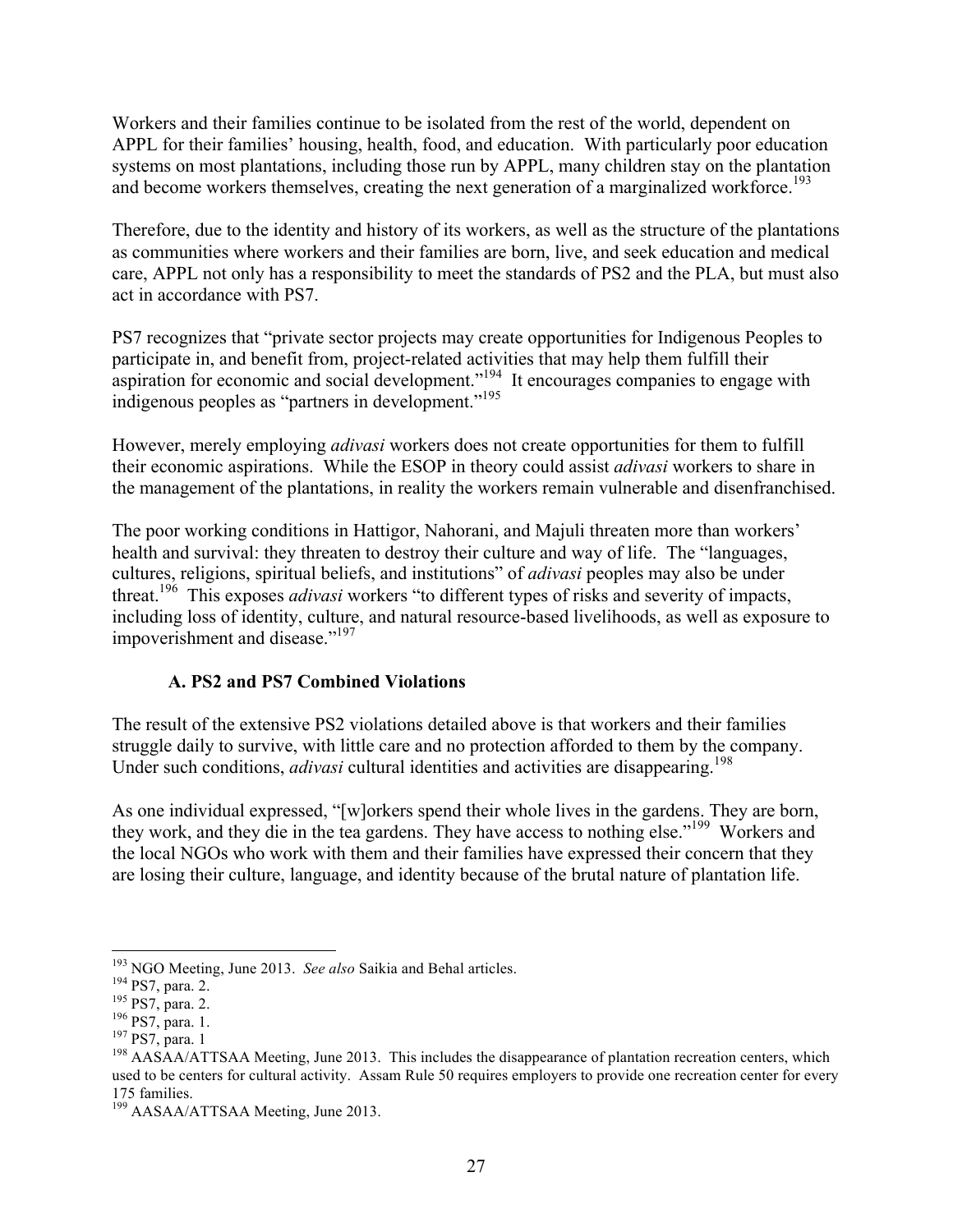Workers and their families continue to be isolated from the rest of the world, dependent on APPL for their families' housing, health, food, and education. With particularly poor education systems on most plantations, including those run by APPL, many children stay on the plantation and become workers themselves, creating the next generation of a marginalized workforce.[193]

Therefore, due to the identity and history of its workers, as well as the structure of the plantations as communities where workers and their families are born, live, and seek education and medical care, APPL not only has a responsibility to meet the standards of PS2 and the PLA, but must also act in accordance with PS7.

PS7 recognizes that "private sector projects may create opportunities for Indigenous Peoples to participate in, and benefit from, project-related activities that may help them fulfill their aspiration for economic and social development."[194] It encourages companies to engage with indigenous peoples as "partners in development."[195]

However, merely employing *adivasi* workers does not create opportunities for them to fulfill their economic aspirations. While the ESOP in theory could assist *adivasi* workers to share in the management of the plantations, in reality the workers remain vulnerable and disenfranchised.

The poor working conditions in Hattigor, Nahorani, and Majuli threaten more than workers' health and survival: they threaten to destroy their culture and way of life. The "languages, cultures, religions, spiritual beliefs, and institutions" of *adivasi* peoples may also be under threat.[196] This exposes *adivasi* workers "to different types of risks and severity of impacts, including loss of identity, culture, and natural resource-based livelihoods, as well as exposure to impoverishment and disease."[197]

### A. PS2 and PS7 Combined Violations

The result of the extensive PS2 violations detailed above is that workers and their families struggle daily to survive, with little care and no protection afforded to them by the company. Under such conditions, *adivasi* cultural identities and activities are disappearing.[198]

As one individual expressed, "[w]orkers spend their whole lives in the gardens. They are born, they work, and they die in the tea gardens. They have access to nothing else."[199] Workers and the local NGOs who work with them and their families have expressed their concern that they are losing their culture, language, and identity because of the brutal nature of plantation life.

---

[193] NGO Meeting, June 2013. *See also* Saikia and Behal articles.

[194] PS7, para. 2.

[195] PS7, para. 2.

[196] PS7, para. 1.

[197] PS7, para. 1

[198] AASAA/ATTSAA Meeting, June 2013. This includes the disappearance of plantation recreation centers, which used to be centers for cultural activity. Assam Rule 50 requires employers to provide one recreation center for every 175 families.

[199] AASAA/ATTSAA Meeting, June 2013.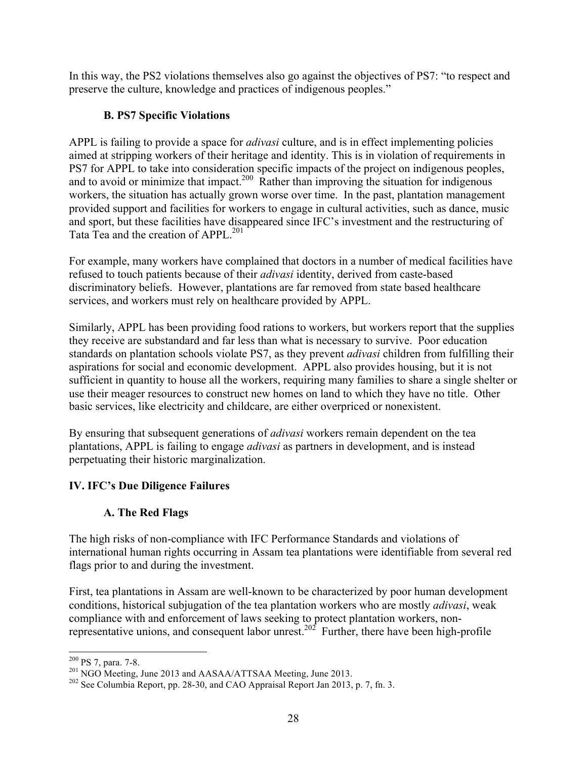In this way, the PS2 violations themselves also go against the objectives of PS7: "to respect and preserve the culture, knowledge and practices of indigenous peoples."

### B. PS7 Specific Violations

APPL is failing to provide a space for *adivasi* culture, and is in effect implementing policies aimed at stripping workers of their heritage and identity. This is in violation of requirements in PS7 for APPL to take into consideration specific impacts of the project on indigenous peoples, and to avoid or minimize that impact.[200] Rather than improving the situation for indigenous workers, the situation has actually grown worse over time. In the past, plantation management provided support and facilities for workers to engage in cultural activities, such as dance, music and sport, but these facilities have disappeared since IFC's investment and the restructuring of Tata Tea and the creation of APPL.[201]

For example, many workers have complained that doctors in a number of medical facilities have refused to touch patients because of their *adivasi* identity, derived from caste-based discriminatory beliefs. However, plantations are far removed from state based healthcare services, and workers must rely on healthcare provided by APPL.

Similarly, APPL has been providing food rations to workers, but workers report that the supplies they receive are substandard and far less than what is necessary to survive. Poor education standards on plantation schools violate PS7, as they prevent *adivasi* children from fulfilling their aspirations for social and economic development. APPL also provides housing, but it is not sufficient in quantity to house all the workers, requiring many families to share a single shelter or use their meager resources to construct new homes on land to which they have no title. Other basic services, like electricity and childcare, are either overpriced or nonexistent.

By ensuring that subsequent generations of *adivasi* workers remain dependent on the tea plantations, APPL is failing to engage *adivasi* as partners in development, and is instead perpetuating their historic marginalization.

## IV. IFC's Due Diligence Failures

### A. The Red Flags

The high risks of non-compliance with IFC Performance Standards and violations of international human rights occurring in Assam tea plantations were identifiable from several red flags prior to and during the investment.

First, tea plantations in Assam are well-known to be characterized by poor human development conditions, historical subjugation of the tea plantation workers who are mostly *adivasi*, weak compliance with and enforcement of laws seeking to protect plantation workers, non-representative unions, and consequent labor unrest.[202] Further, there have been high-profile

---

[200] PS 7, para. 7-8.

[201] NGO Meeting, June 2013 and AASAA/ATTSAA Meeting, June 2013.

[202] See Columbia Report, pp. 28-30, and CAO Appraisal Report Jan 2013, p. 7, fn. 3.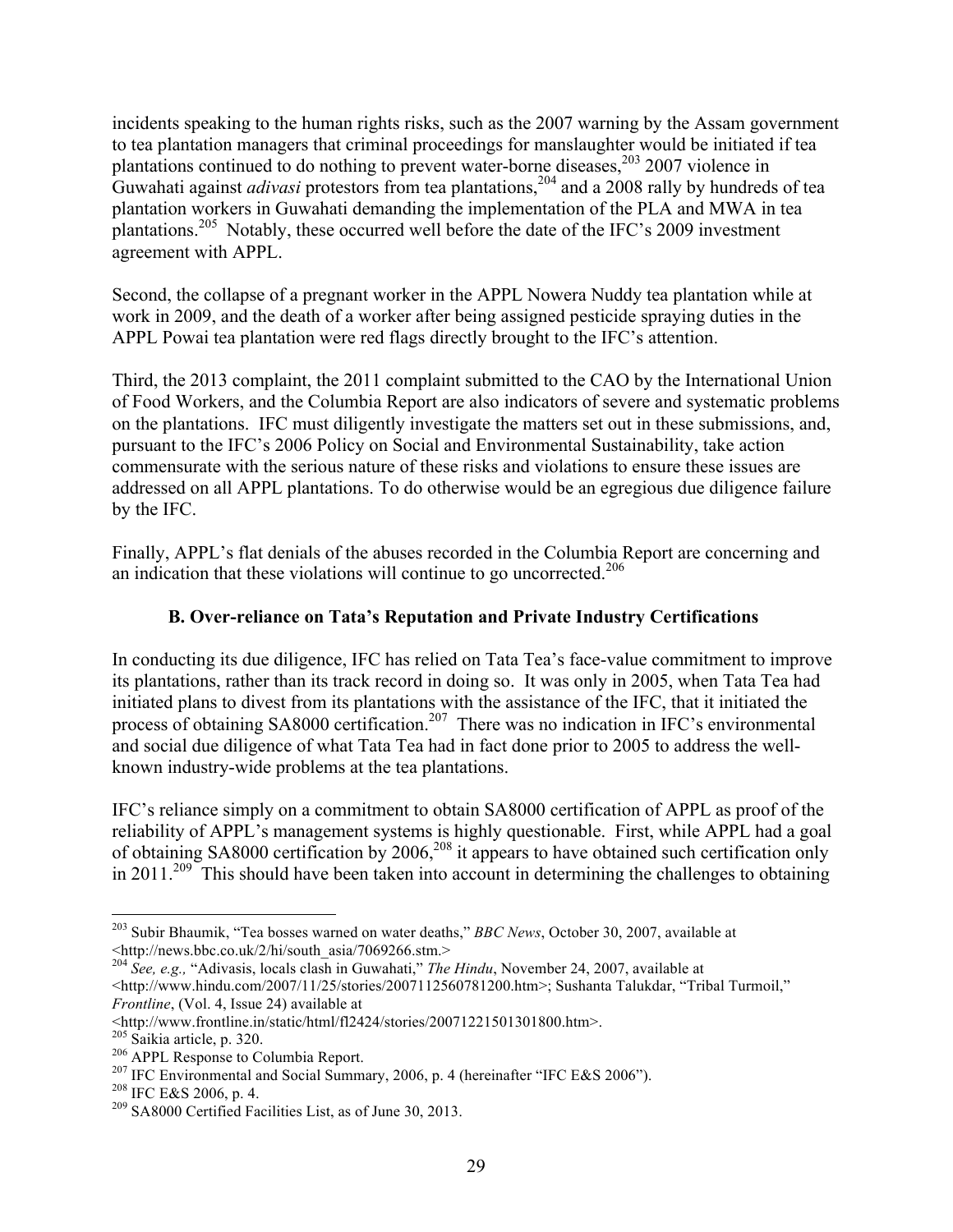incidents speaking to the human rights risks, such as the 2007 warning by the Assam government to tea plantation managers that criminal proceedings for manslaughter would be initiated if tea plantations continued to do nothing to prevent water-borne diseases,[203] 2007 violence in Guwahati against *adivasi* protestors from tea plantations,[204] and a 2008 rally by hundreds of tea plantation workers in Guwahati demanding the implementation of the PLA and MWA in tea plantations.[205] Notably, these occurred well before the date of the IFC's 2009 investment agreement with APPL.

Second, the collapse of a pregnant worker in the APPL Nowera Nuddy tea plantation while at work in 2009, and the death of a worker after being assigned pesticide spraying duties in the APPL Powai tea plantation were red flags directly brought to the IFC's attention.

Third, the 2013 complaint, the 2011 complaint submitted to the CAO by the International Union of Food Workers, and the Columbia Report are also indicators of severe and systematic problems on the plantations. IFC must diligently investigate the matters set out in these submissions, and, pursuant to the IFC's 2006 Policy on Social and Environmental Sustainability, take action commensurate with the serious nature of these risks and violations to ensure these issues are addressed on all APPL plantations. To do otherwise would be an egregious due diligence failure by the IFC.

Finally, APPL's flat denials of the abuses recorded in the Columbia Report are concerning and an indication that these violations will continue to go uncorrected.[206]

### B. Over-reliance on Tata's Reputation and Private Industry Certifications

In conducting its due diligence, IFC has relied on Tata Tea's face-value commitment to improve its plantations, rather than its track record in doing so. It was only in 2005, when Tata Tea had initiated plans to divest from its plantations with the assistance of the IFC, that it initiated the process of obtaining SA8000 certification.[207] There was no indication in IFC's environmental and social due diligence of what Tata Tea had in fact done prior to 2005 to address the well-known industry-wide problems at the tea plantations.

IFC's reliance simply on a commitment to obtain SA8000 certification of APPL as proof of the reliability of APPL's management systems is highly questionable. First, while APPL had a goal of obtaining SA8000 certification by 2006,[208] it appears to have obtained such certification only in 2011.[209] This should have been taken into account in determining the challenges to obtaining

---

[203] Subir Bhaumik, "Tea bosses warned on water deaths," *BBC News*, October 30, 2007, available at <http://news.bbc.co.uk/2/hi/south_asia/7069266.stm.>

[204] *See, e.g.,* "Adivasis, locals clash in Guwahati," *The Hindu*, November 24, 2007, available at <http://www.hindu.com/2007/11/25/stories/2007112560781200.htm>; Sushanta Talukdar, "Tribal Turmoil," *Frontline*, (Vol. 4, Issue 24) available at <http://www.frontline.in/static/html/fl2424/stories/20071221501301800.htm>.

[205] Saikia article, p. 320.

[206] APPL Response to Columbia Report.

[207] IFC Environmental and Social Summary, 2006, p. 4 (hereinafter "IFC E&S 2006").

[208] IFC E&S 2006, p. 4.

[209] SA8000 Certified Facilities List, as of June 30, 2013.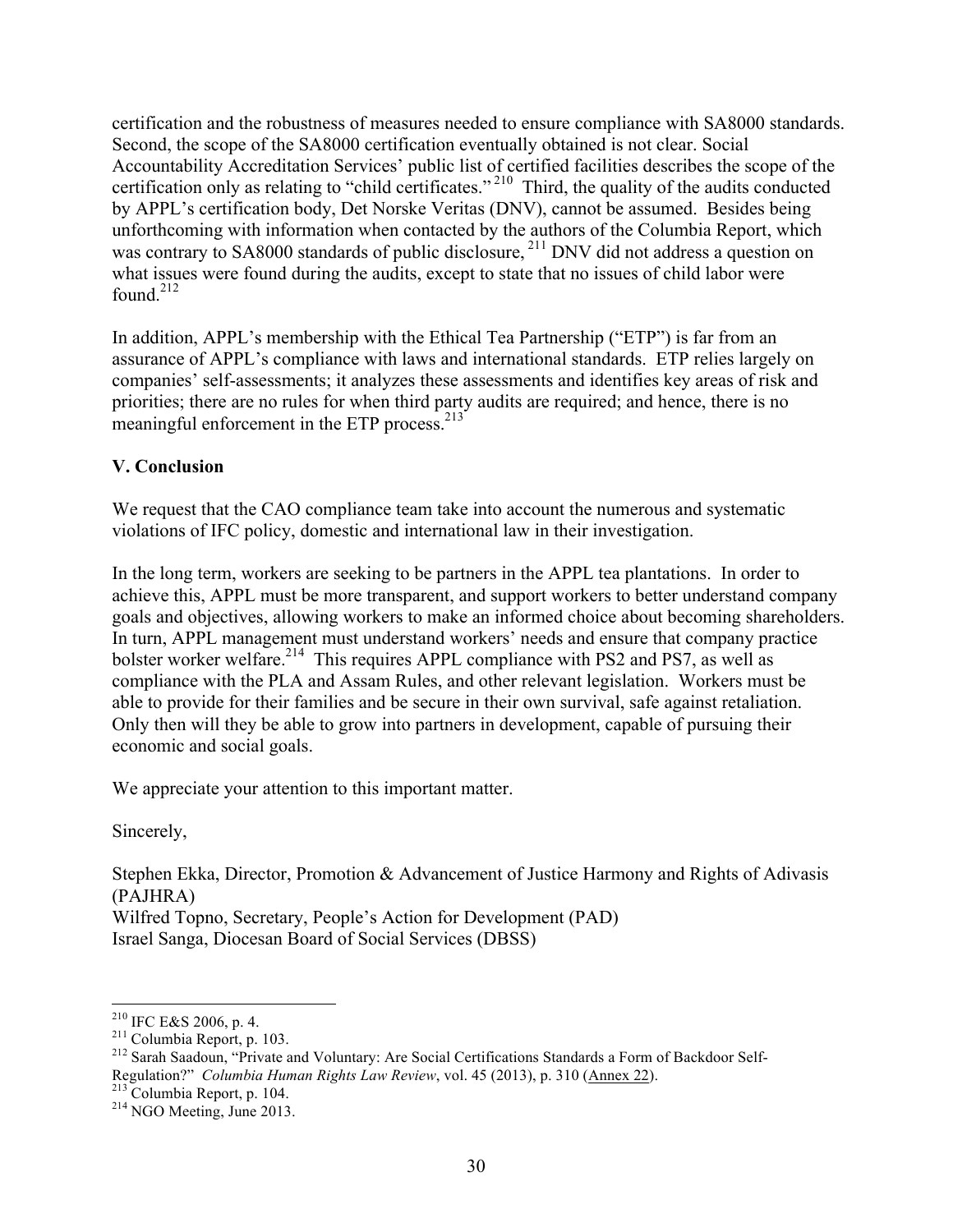certification and the robustness of measures needed to ensure compliance with SA8000 standards. Second, the scope of the SA8000 certification eventually obtained is not clear. Social Accountability Accreditation Services' public list of certified facilities describes the scope of the certification only as relating to "child certificates."[210] Third, the quality of the audits conducted by APPL's certification body, Det Norske Veritas (DNV), cannot be assumed. Besides being unforthcoming with information when contacted by the authors of the Columbia Report, which was contrary to SA8000 standards of public disclosure,[211] DNV did not address a question on what issues were found during the audits, except to state that no issues of child labor were found.[212]

In addition, APPL's membership with the Ethical Tea Partnership ("ETP") is far from an assurance of APPL's compliance with laws and international standards. ETP relies largely on companies' self-assessments; it analyzes these assessments and identifies key areas of risk and priorities; there are no rules for when third party audits are required; and hence, there is no meaningful enforcement in the ETP process.[213]

## V. Conclusion

We request that the CAO compliance team take into account the numerous and systematic violations of IFC policy, domestic and international law in their investigation.

In the long term, workers are seeking to be partners in the APPL tea plantations. In order to achieve this, APPL must be more transparent, and support workers to better understand company goals and objectives, allowing workers to make an informed choice about becoming shareholders. In turn, APPL management must understand workers' needs and ensure that company practice bolster worker welfare.[214] This requires APPL compliance with PS2 and PS7, as well as compliance with the PLA and Assam Rules, and other relevant legislation. Workers must be able to provide for their families and be secure in their own survival, safe against retaliation. Only then will they be able to grow into partners in development, capable of pursuing their economic and social goals.

We appreciate your attention to this important matter.

Sincerely,

Stephen Ekka, Director, Promotion & Advancement of Justice Harmony and Rights of Adivasis (PAJHRA)
Wilfred Topno, Secretary, People's Action for Development (PAD)
Israel Sanga, Diocesan Board of Social Services (DBSS)

---

[210] IFC E&S 2006, p. 4.

[211] Columbia Report, p. 103.

[212] Sarah Saadoun, "Private and Voluntary: Are Social Certifications Standards a Form of Backdoor Self-Regulation?" *Columbia Human Rights Law Review*, vol. 45 (2013), p. 310 (Annex 22).

[213] Columbia Report, p. 104.

[214] NGO Meeting, June 2013.